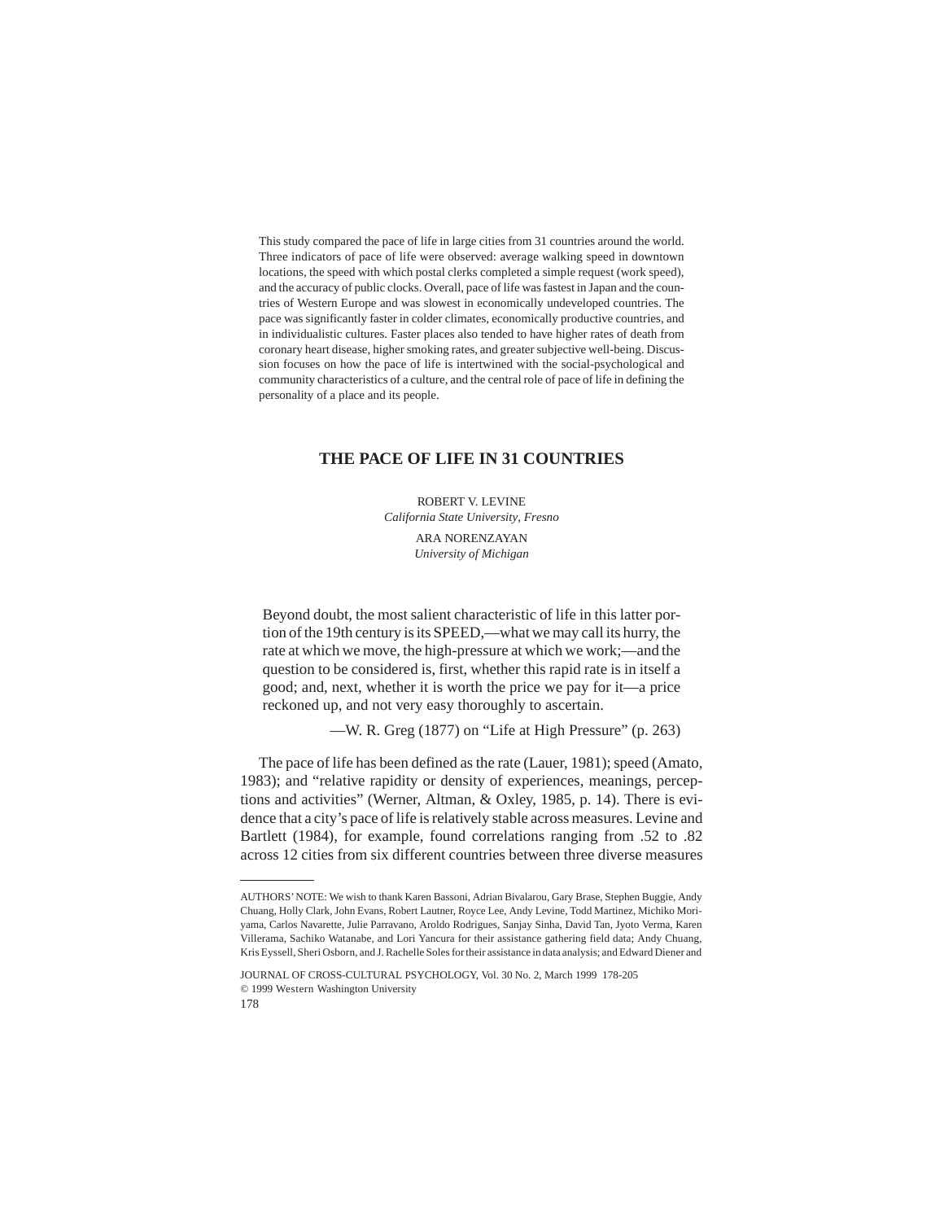This study compared the pace of life in large cities from 31 countries around the world. Three indicators of pace of life were observed: average walking speed in downtown locations, the speed with which postal clerks completed a simple request (work speed), and the accuracy of public clocks. Overall, pace of life was fastest in Japan and the countries of Western Europe and was slowest in economically undeveloped countries. The pace was significantly faster in colder climates, economically productive countries, and in individualistic cultures. Faster places also tended to have higher rates of death from coronary heart disease, higher smoking rates, and greater subjective well-being. Discussion focuses on how the pace of life is intertwined with the social-psychological and community characteristics of a culture, and the central role of pace of life in defining the personality of a place and its people.

# THE PACE OF LIFE IN 31 COUNTRIES

ROBERT V. LEVINE
*California State University, Fresno*

ARA NORENZAYAN
*University of Michigan*

> Beyond doubt, the most salient characteristic of life in this latter portion of the 19th century is its SPEED,—what we may call its hurry, the rate at which we move, the high-pressure at which we work;—and the question to be considered is, first, whether this rapid rate is in itself a good; and, next, whether it is worth the price we pay for it—a price reckoned up, and not very easy thoroughly to ascertain.
>
> —W. R. Greg (1877) on "Life at High Pressure" (p. 263)

The pace of life has been defined as the rate (Lauer, 1981); speed (Amato, 1983); and "relative rapidity or density of experiences, meanings, perceptions and activities" (Werner, Altman, & Oxley, 1985, p. 14). There is evidence that a city's pace of life is relatively stable across measures. Levine and Bartlett (1984), for example, found correlations ranging from .52 to .82 across 12 cities from six different countries between three diverse measures

---

AUTHORS' NOTE: We wish to thank Karen Bassoni, Adrian Bivalarou, Gary Brase, Stephen Buggie, Andy Chuang, Holly Clark, John Evans, Robert Lautner, Royce Lee, Andy Levine, Todd Martinez, Michiko Moriyama, Carlos Navarette, Julie Parravano, Aroldo Rodrigues, Sanjay Sinha, David Tan, Jyoto Verma, Karen Villerama, Sachiko Watanabe, and Lori Yancura for their assistance gathering field data; Andy Chuang, Kris Eyssell, Sheri Osborn, and J. Rachelle Soles for their assistance in data analysis; and Edward Diener and

JOURNAL OF CROSS-CULTURAL PSYCHOLOGY, Vol. 30 No. 2, March 1999 178-205
© 1999 Western Washington University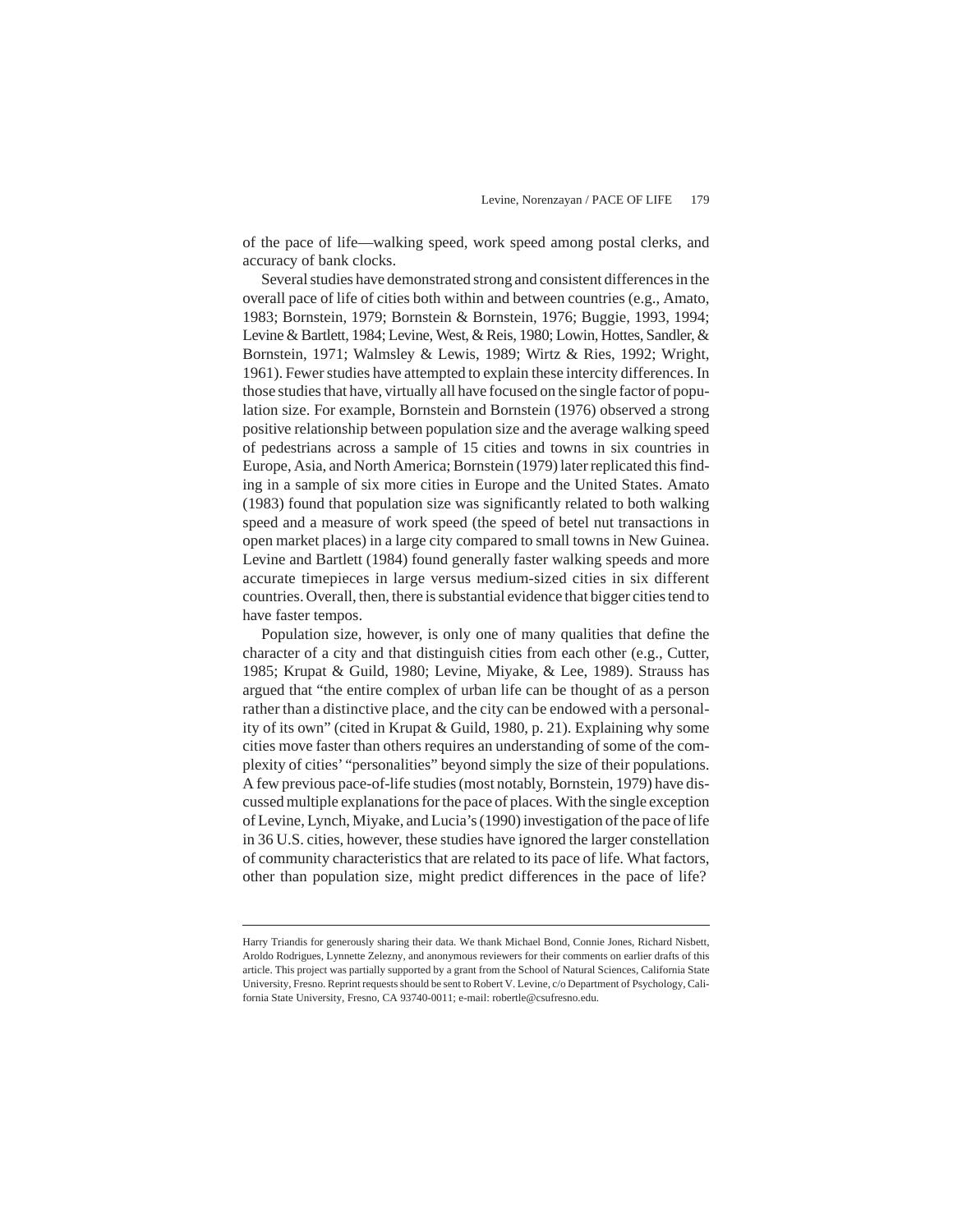of the pace of life—walking speed, work speed among postal clerks, and accuracy of bank clocks.

Several studies have demonstrated strong and consistent differences in the overall pace of life of cities both within and between countries (e.g., Amato, 1983; Bornstein, 1979; Bornstein & Bornstein, 1976; Buggie, 1993, 1994; Levine & Bartlett, 1984; Levine, West, & Reis, 1980; Lowin, Hottes, Sandler, & Bornstein, 1971; Walmsley & Lewis, 1989; Wirtz & Ries, 1992; Wright, 1961). Fewer studies have attempted to explain these intercity differences. In those studies that have, virtually all have focused on the single factor of population size. For example, Bornstein and Bornstein (1976) observed a strong positive relationship between population size and the average walking speed of pedestrians across a sample of 15 cities and towns in six countries in Europe, Asia, and North America; Bornstein (1979) later replicated this finding in a sample of six more cities in Europe and the United States. Amato (1983) found that population size was significantly related to both walking speed and a measure of work speed (the speed of betel nut transactions in open market places) in a large city compared to small towns in New Guinea. Levine and Bartlett (1984) found generally faster walking speeds and more accurate timepieces in large versus medium-sized cities in six different countries. Overall, then, there is substantial evidence that bigger cities tend to have faster tempos.

Population size, however, is only one of many qualities that define the character of a city and that distinguish cities from each other (e.g., Cutter, 1985; Krupat & Guild, 1980; Levine, Miyake, & Lee, 1989). Strauss has argued that "the entire complex of urban life can be thought of as a person rather than a distinctive place, and the city can be endowed with a personality of its own" (cited in Krupat & Guild, 1980, p. 21). Explaining why some cities move faster than others requires an understanding of some of the complexity of cities' "personalities" beyond simply the size of their populations. A few previous pace-of-life studies (most notably, Bornstein, 1979) have discussed multiple explanations for the pace of places. With the single exception of Levine, Lynch, Miyake, and Lucia's (1990) investigation of the pace of life in 36 U.S. cities, however, these studies have ignored the larger constellation of community characteristics that are related to its pace of life. What factors, other than population size, might predict differences in the pace of life?

---

Harry Triandis for generously sharing their data. We thank Michael Bond, Connie Jones, Richard Nisbett, Aroldo Rodrigues, Lynnette Zelezny, and anonymous reviewers for their comments on earlier drafts of this article. This project was partially supported by a grant from the School of Natural Sciences, California State University, Fresno. Reprint requests should be sent to Robert V. Levine, c/o Department of Psychology, California State University, Fresno, CA 93740-0011; e-mail: robertle@csufresno.edu.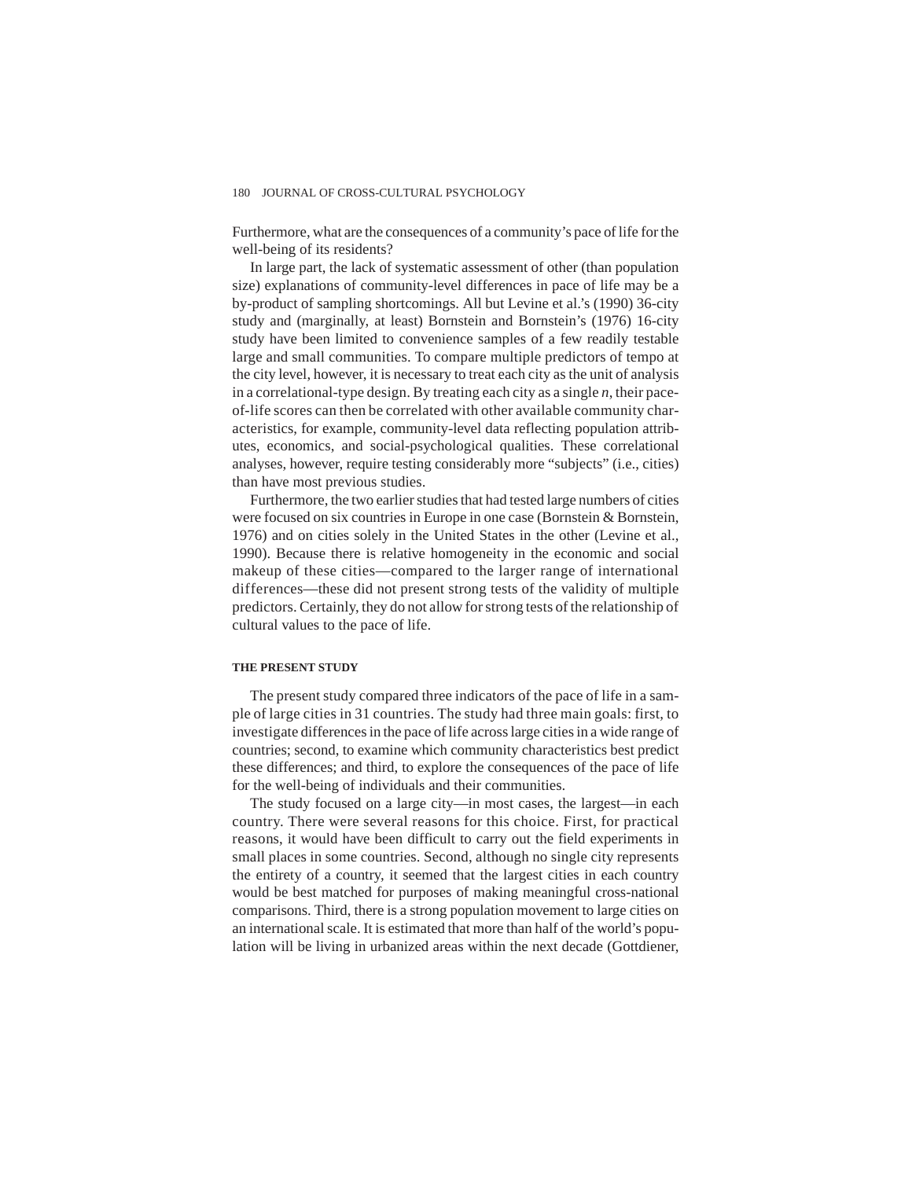Furthermore, what are the consequences of a community's pace of life for the well-being of its residents?

In large part, the lack of systematic assessment of other (than population size) explanations of community-level differences in pace of life may be a by-product of sampling shortcomings. All but Levine et al.'s (1990) 36-city study and (marginally, at least) Bornstein and Bornstein's (1976) 16-city study have been limited to convenience samples of a few readily testable large and small communities. To compare multiple predictors of tempo at the city level, however, it is necessary to treat each city as the unit of analysis in a correlational-type design. By treating each city as a single *n*, their pace-of-life scores can then be correlated with other available community characteristics, for example, community-level data reflecting population attributes, economics, and social-psychological qualities. These correlational analyses, however, require testing considerably more "subjects" (i.e., cities) than have most previous studies.

Furthermore, the two earlier studies that had tested large numbers of cities were focused on six countries in Europe in one case (Bornstein & Bornstein, 1976) and on cities solely in the United States in the other (Levine et al., 1990). Because there is relative homogeneity in the economic and social makeup of these cities—compared to the larger range of international differences—these did not present strong tests of the validity of multiple predictors. Certainly, they do not allow for strong tests of the relationship of cultural values to the pace of life.

### THE PRESENT STUDY

The present study compared three indicators of the pace of life in a sample of large cities in 31 countries. The study had three main goals: first, to investigate differences in the pace of life across large cities in a wide range of countries; second, to examine which community characteristics best predict these differences; and third, to explore the consequences of the pace of life for the well-being of individuals and their communities.

The study focused on a large city—in most cases, the largest—in each country. There were several reasons for this choice. First, for practical reasons, it would have been difficult to carry out the field experiments in small places in some countries. Second, although no single city represents the entirety of a country, it seemed that the largest cities in each country would be best matched for purposes of making meaningful cross-national comparisons. Third, there is a strong population movement to large cities on an international scale. It is estimated that more than half of the world's population will be living in urbanized areas within the next decade (Gottdiener,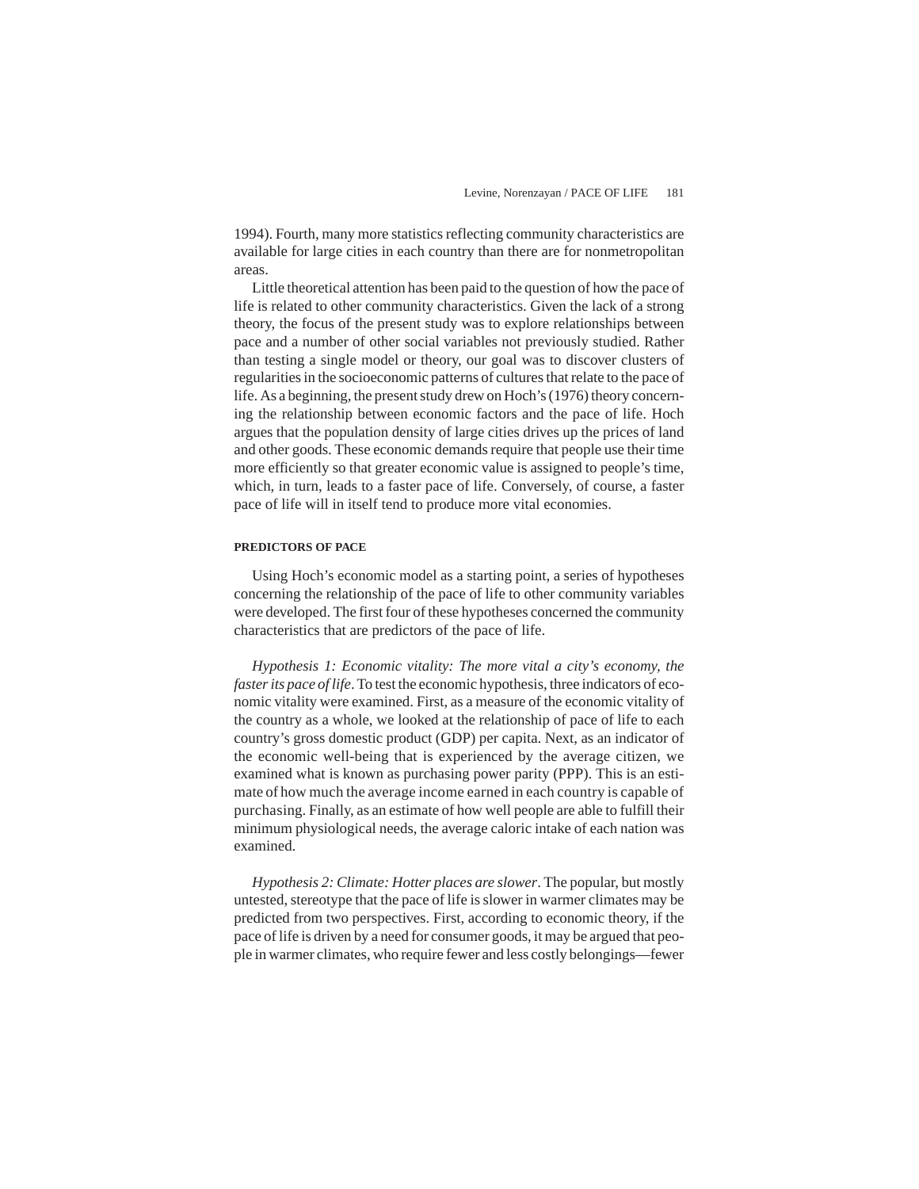1994). Fourth, many more statistics reflecting community characteristics are available for large cities in each country than there are for nonmetropolitan areas.

Little theoretical attention has been paid to the question of how the pace of life is related to other community characteristics. Given the lack of a strong theory, the focus of the present study was to explore relationships between pace and a number of other social variables not previously studied. Rather than testing a single model or theory, our goal was to discover clusters of regularities in the socioeconomic patterns of cultures that relate to the pace of life. As a beginning, the present study drew on Hoch's (1976) theory concerning the relationship between economic factors and the pace of life. Hoch argues that the population density of large cities drives up the prices of land and other goods. These economic demands require that people use their time more efficiently so that greater economic value is assigned to people's time, which, in turn, leads to a faster pace of life. Conversely, of course, a faster pace of life will in itself tend to produce more vital economies.

#### PREDICTORS OF PACE

Using Hoch's economic model as a starting point, a series of hypotheses concerning the relationship of the pace of life to other community variables were developed. The first four of these hypotheses concerned the community characteristics that are predictors of the pace of life.

*Hypothesis 1: Economic vitality: The more vital a city's economy, the faster its pace of life*. To test the economic hypothesis, three indicators of economic vitality were examined. First, as a measure of the economic vitality of the country as a whole, we looked at the relationship of pace of life to each country's gross domestic product (GDP) per capita. Next, as an indicator of the economic well-being that is experienced by the average citizen, we examined what is known as purchasing power parity (PPP). This is an estimate of how much the average income earned in each country is capable of purchasing. Finally, as an estimate of how well people are able to fulfill their minimum physiological needs, the average caloric intake of each nation was examined.

*Hypothesis 2: Climate: Hotter places are slower*. The popular, but mostly untested, stereotype that the pace of life is slower in warmer climates may be predicted from two perspectives. First, according to economic theory, if the pace of life is driven by a need for consumer goods, it may be argued that people in warmer climates, who require fewer and less costly belongings—fewer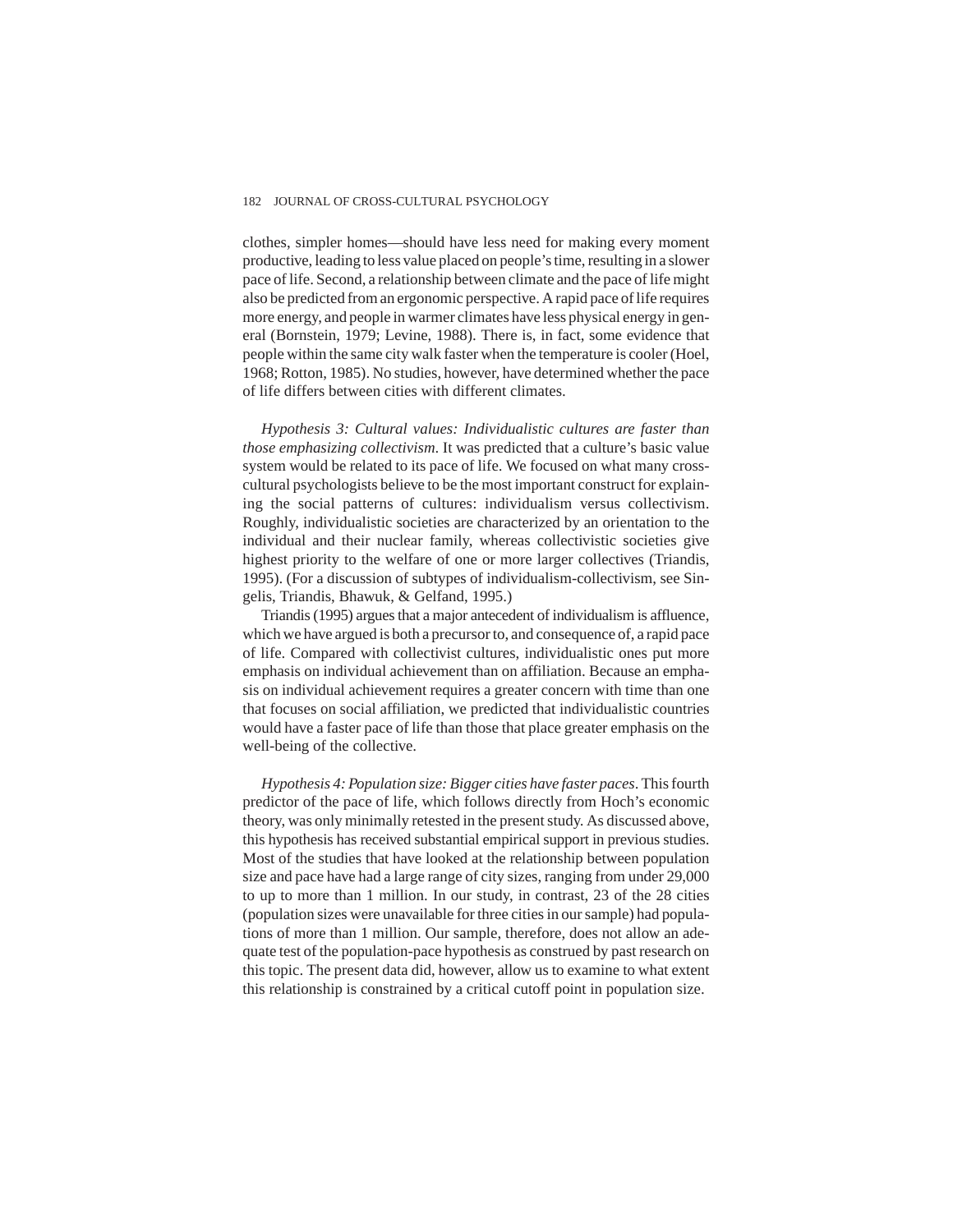clothes, simpler homes—should have less need for making every moment productive, leading to less value placed on people's time, resulting in a slower pace of life. Second, a relationship between climate and the pace of life might also be predicted from an ergonomic perspective. A rapid pace of life requires more energy, and people in warmer climates have less physical energy in general (Bornstein, 1979; Levine, 1988). There is, in fact, some evidence that people within the same city walk faster when the temperature is cooler (Hoel, 1968; Rotton, 1985). No studies, however, have determined whether the pace of life differs between cities with different climates.

*Hypothesis 3: Cultural values: Individualistic cultures are faster than those emphasizing collectivism*. It was predicted that a culture's basic value system would be related to its pace of life. We focused on what many cross-cultural psychologists believe to be the most important construct for explaining the social patterns of cultures: individualism versus collectivism. Roughly, individualistic societies are characterized by an orientation to the individual and their nuclear family, whereas collectivistic societies give highest priority to the welfare of one or more larger collectives (Triandis, 1995). (For a discussion of subtypes of individualism-collectivism, see Singelis, Triandis, Bhawuk, & Gelfand, 1995.)

Triandis (1995) argues that a major antecedent of individualism is affluence, which we have argued is both a precursor to, and consequence of, a rapid pace of life. Compared with collectivist cultures, individualistic ones put more emphasis on individual achievement than on affiliation. Because an emphasis on individual achievement requires a greater concern with time than one that focuses on social affiliation, we predicted that individualistic countries would have a faster pace of life than those that place greater emphasis on the well-being of the collective.

*Hypothesis 4: Population size: Bigger cities have faster paces*. This fourth predictor of the pace of life, which follows directly from Hoch's economic theory, was only minimally retested in the present study. As discussed above, this hypothesis has received substantial empirical support in previous studies. Most of the studies that have looked at the relationship between population size and pace have had a large range of city sizes, ranging from under 29,000 to up to more than 1 million. In our study, in contrast, 23 of the 28 cities (population sizes were unavailable for three cities in our sample) had populations of more than 1 million. Our sample, therefore, does not allow an adequate test of the population-pace hypothesis as construed by past research on this topic. The present data did, however, allow us to examine to what extent this relationship is constrained by a critical cutoff point in population size.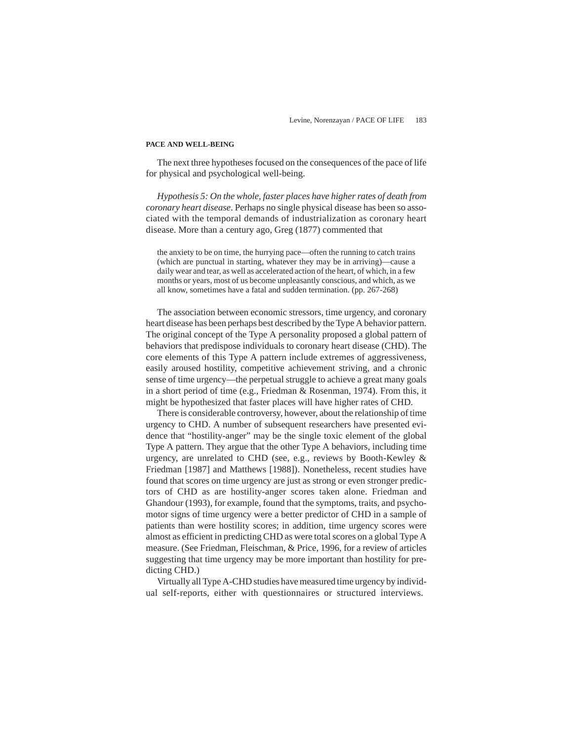**PACE AND WELL-BEING**

The next three hypotheses focused on the consequences of the pace of life for physical and psychological well-being.

*Hypothesis 5: On the whole, faster places have higher rates of death from coronary heart disease*. Perhaps no single physical disease has been so associated with the temporal demands of industrialization as coronary heart disease. More than a century ago, Greg (1877) commented that

> the anxiety to be on time, the hurrying pace—often the running to catch trains (which are punctual in starting, whatever they may be in arriving)—cause a daily wear and tear, as well as accelerated action of the heart, of which, in a few months or years, most of us become unpleasantly conscious, and which, as we all know, sometimes have a fatal and sudden termination. (pp. 267-268)

The association between economic stressors, time urgency, and coronary heart disease has been perhaps best described by the Type A behavior pattern. The original concept of the Type A personality proposed a global pattern of behaviors that predispose individuals to coronary heart disease (CHD). The core elements of this Type A pattern include extremes of aggressiveness, easily aroused hostility, competitive achievement striving, and a chronic sense of time urgency—the perpetual struggle to achieve a great many goals in a short period of time (e.g., Friedman & Rosenman, 1974). From this, it might be hypothesized that faster places will have higher rates of CHD.

There is considerable controversy, however, about the relationship of time urgency to CHD. A number of subsequent researchers have presented evidence that "hostility-anger" may be the single toxic element of the global Type A pattern. They argue that the other Type A behaviors, including time urgency, are unrelated to CHD (see, e.g., reviews by Booth-Kewley & Friedman [1987] and Matthews [1988]). Nonetheless, recent studies have found that scores on time urgency are just as strong or even stronger predictors of CHD as are hostility-anger scores taken alone. Friedman and Ghandour (1993), for example, found that the symptoms, traits, and psychomotor signs of time urgency were a better predictor of CHD in a sample of patients than were hostility scores; in addition, time urgency scores were almost as efficient in predicting CHD as were total scores on a global Type A measure. (See Friedman, Fleischman, & Price, 1996, for a review of articles suggesting that time urgency may be more important than hostility for predicting CHD.)

Virtually all Type A-CHD studies have measured time urgency by individual self-reports, either with questionnaires or structured interviews.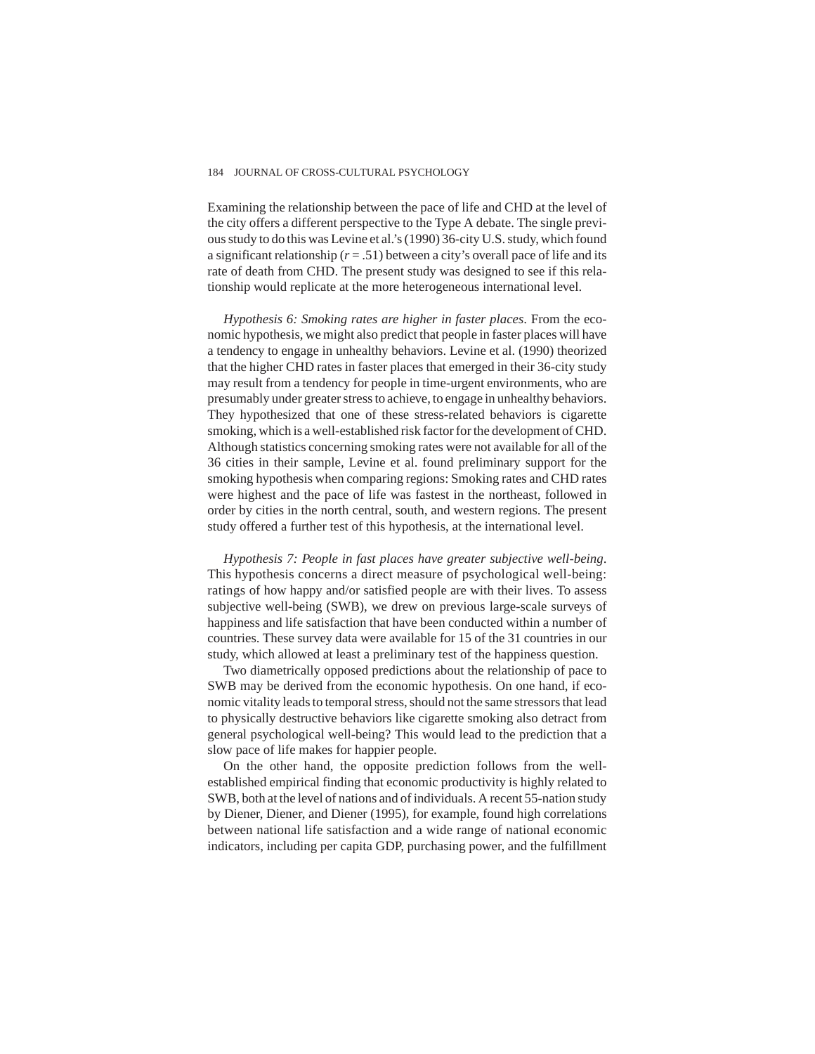Examining the relationship between the pace of life and CHD at the level of the city offers a different perspective to the Type A debate. The single previous study to do this was Levine et al.'s (1990) 36-city U.S. study, which found a significant relationship ($r = .51$) between a city's overall pace of life and its rate of death from CHD. The present study was designed to see if this relationship would replicate at the more heterogeneous international level.

*Hypothesis 6: Smoking rates are higher in faster places*. From the economic hypothesis, we might also predict that people in faster places will have a tendency to engage in unhealthy behaviors. Levine et al. (1990) theorized that the higher CHD rates in faster places that emerged in their 36-city study may result from a tendency for people in time-urgent environments, who are presumably under greater stress to achieve, to engage in unhealthy behaviors. They hypothesized that one of these stress-related behaviors is cigarette smoking, which is a well-established risk factor for the development of CHD. Although statistics concerning smoking rates were not available for all of the 36 cities in their sample, Levine et al. found preliminary support for the smoking hypothesis when comparing regions: Smoking rates and CHD rates were highest and the pace of life was fastest in the northeast, followed in order by cities in the north central, south, and western regions. The present study offered a further test of this hypothesis, at the international level.

*Hypothesis 7: People in fast places have greater subjective well-being*. This hypothesis concerns a direct measure of psychological well-being: ratings of how happy and/or satisfied people are with their lives. To assess subjective well-being (SWB), we drew on previous large-scale surveys of happiness and life satisfaction that have been conducted within a number of countries. These survey data were available for 15 of the 31 countries in our study, which allowed at least a preliminary test of the happiness question.

Two diametrically opposed predictions about the relationship of pace to SWB may be derived from the economic hypothesis. On one hand, if economic vitality leads to temporal stress, should not the same stressors that lead to physically destructive behaviors like cigarette smoking also detract from general psychological well-being? This would lead to the prediction that a slow pace of life makes for happier people.

On the other hand, the opposite prediction follows from the well-established empirical finding that economic productivity is highly related to SWB, both at the level of nations and of individuals. A recent 55-nation study by Diener, Diener, and Diener (1995), for example, found high correlations between national life satisfaction and a wide range of national economic indicators, including per capita GDP, purchasing power, and the fulfillment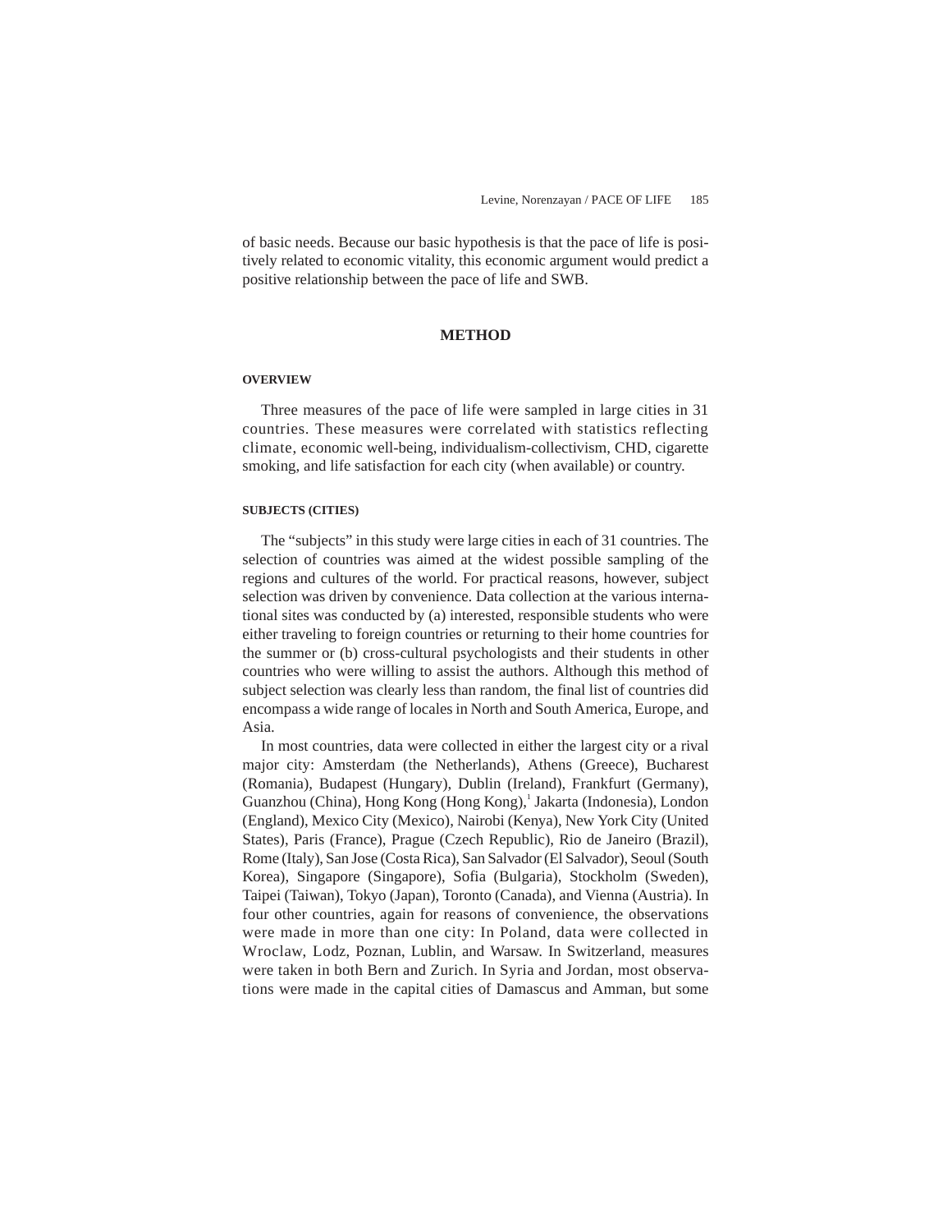of basic needs. Because our basic hypothesis is that the pace of life is positively related to economic vitality, this economic argument would predict a positive relationship between the pace of life and SWB.

## METHOD

### OVERVIEW

Three measures of the pace of life were sampled in large cities in 31 countries. These measures were correlated with statistics reflecting climate, economic well-being, individualism-collectivism, CHD, cigarette smoking, and life satisfaction for each city (when available) or country.

### SUBJECTS (CITIES)

The "subjects" in this study were large cities in each of 31 countries. The selection of countries was aimed at the widest possible sampling of the regions and cultures of the world. For practical reasons, however, subject selection was driven by convenience. Data collection at the various international sites was conducted by (a) interested, responsible students who were either traveling to foreign countries or returning to their home countries for the summer or (b) cross-cultural psychologists and their students in other countries who were willing to assist the authors. Although this method of subject selection was clearly less than random, the final list of countries did encompass a wide range of locales in North and South America, Europe, and Asia.

In most countries, data were collected in either the largest city or a rival major city: Amsterdam (the Netherlands), Athens (Greece), Bucharest (Romania), Budapest (Hungary), Dublin (Ireland), Frankfurt (Germany), Guanzhou (China), Hong Kong (Hong Kong),[1] Jakarta (Indonesia), London (England), Mexico City (Mexico), Nairobi (Kenya), New York City (United States), Paris (France), Prague (Czech Republic), Rio de Janeiro (Brazil), Rome (Italy), San Jose (Costa Rica), San Salvador (El Salvador), Seoul (South Korea), Singapore (Singapore), Sofia (Bulgaria), Stockholm (Sweden), Taipei (Taiwan), Tokyo (Japan), Toronto (Canada), and Vienna (Austria). In four other countries, again for reasons of convenience, the observations were made in more than one city: In Poland, data were collected in Wroclaw, Lodz, Poznan, Lublin, and Warsaw. In Switzerland, measures were taken in both Bern and Zurich. In Syria and Jordan, most observations were made in the capital cities of Damascus and Amman, but some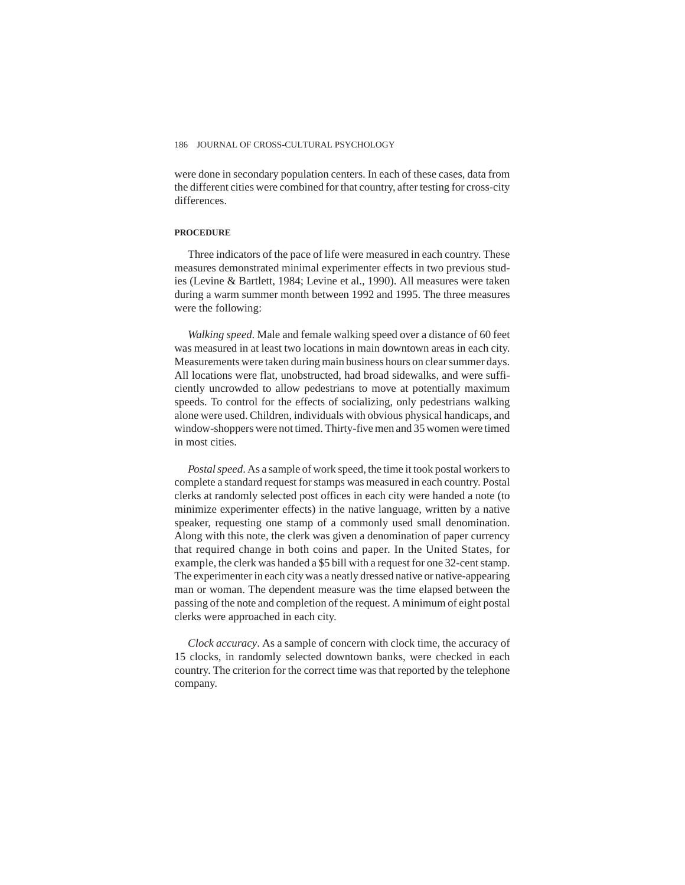were done in secondary population centers. In each of these cases, data from the different cities were combined for that country, after testing for cross-city differences.

#### PROCEDURE

Three indicators of the pace of life were measured in each country. These measures demonstrated minimal experimenter effects in two previous studies (Levine & Bartlett, 1984; Levine et al., 1990). All measures were taken during a warm summer month between 1992 and 1995. The three measures were the following:

*Walking speed*. Male and female walking speed over a distance of 60 feet was measured in at least two locations in main downtown areas in each city. Measurements were taken during main business hours on clear summer days. All locations were flat, unobstructed, had broad sidewalks, and were sufficiently uncrowded to allow pedestrians to move at potentially maximum speeds. To control for the effects of socializing, only pedestrians walking alone were used. Children, individuals with obvious physical handicaps, and window-shoppers were not timed. Thirty-five men and 35 women were timed in most cities.

*Postal speed*. As a sample of work speed, the time it took postal workers to complete a standard request for stamps was measured in each country. Postal clerks at randomly selected post offices in each city were handed a note (to minimize experimenter effects) in the native language, written by a native speaker, requesting one stamp of a commonly used small denomination. Along with this note, the clerk was given a denomination of paper currency that required change in both coins and paper. In the United States, for example, the clerk was handed a $5 bill with a request for one 32-cent stamp. The experimenter in each city was a neatly dressed native or native-appearing man or woman. The dependent measure was the time elapsed between the passing of the note and completion of the request. A minimum of eight postal clerks were approached in each city.

*Clock accuracy*. As a sample of concern with clock time, the accuracy of 15 clocks, in randomly selected downtown banks, were checked in each country. The criterion for the correct time was that reported by the telephone company.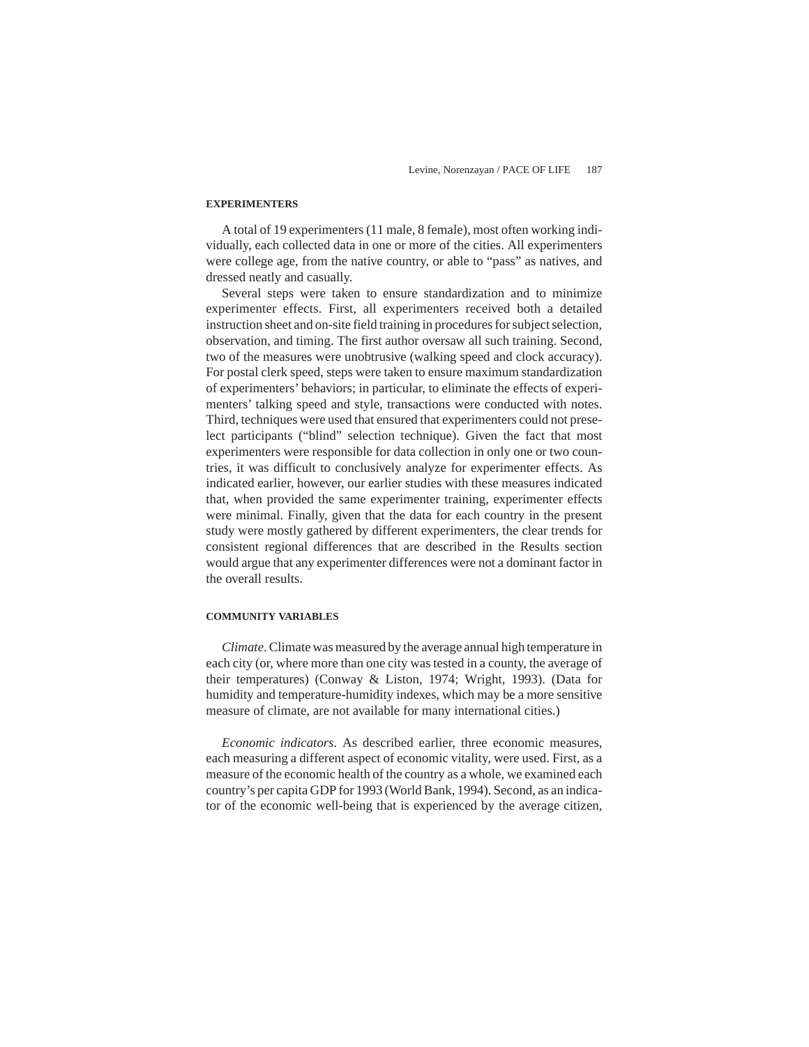### EXPERIMENTERS

A total of 19 experimenters (11 male, 8 female), most often working individually, each collected data in one or more of the cities. All experimenters were college age, from the native country, or able to "pass" as natives, and dressed neatly and casually.

Several steps were taken to ensure standardization and to minimize experimenter effects. First, all experimenters received both a detailed instruction sheet and on-site field training in procedures for subject selection, observation, and timing. The first author oversaw all such training. Second, two of the measures were unobtrusive (walking speed and clock accuracy). For postal clerk speed, steps were taken to ensure maximum standardization of experimenters' behaviors; in particular, to eliminate the effects of experimenters' talking speed and style, transactions were conducted with notes. Third, techniques were used that ensured that experimenters could not preselect participants ("blind" selection technique). Given the fact that most experimenters were responsible for data collection in only one or two countries, it was difficult to conclusively analyze for experimenter effects. As indicated earlier, however, our earlier studies with these measures indicated that, when provided the same experimenter training, experimenter effects were minimal. Finally, given that the data for each country in the present study were mostly gathered by different experimenters, the clear trends for consistent regional differences that are described in the Results section would argue that any experimenter differences were not a dominant factor in the overall results.

### COMMUNITY VARIABLES

*Climate*. Climate was measured by the average annual high temperature in each city (or, where more than one city was tested in a county, the average of their temperatures) (Conway & Liston, 1974; Wright, 1993). (Data for humidity and temperature-humidity indexes, which may be a more sensitive measure of climate, are not available for many international cities.)

*Economic indicators*. As described earlier, three economic measures, each measuring a different aspect of economic vitality, were used. First, as a measure of the economic health of the country as a whole, we examined each country's per capita GDP for 1993 (World Bank, 1994). Second, as an indicator of the economic well-being that is experienced by the average citizen,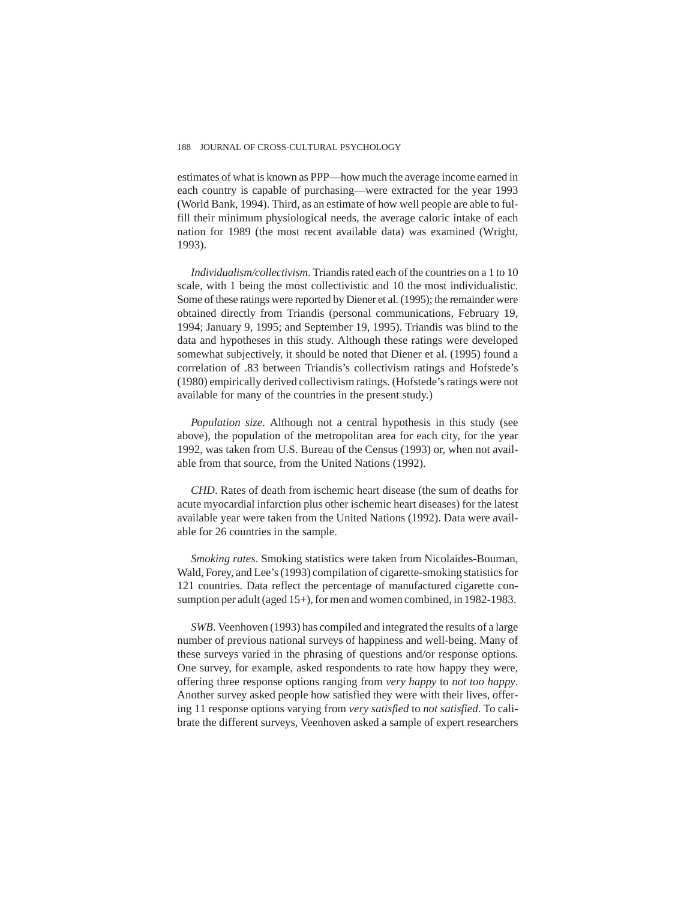estimates of what is known as PPP—how much the average income earned in each country is capable of purchasing—were extracted for the year 1993 (World Bank, 1994). Third, as an estimate of how well people are able to fulfill their minimum physiological needs, the average caloric intake of each nation for 1989 (the most recent available data) was examined (Wright, 1993).

*Individualism/collectivism*. Triandis rated each of the countries on a 1 to 10 scale, with 1 being the most collectivistic and 10 the most individualistic. Some of these ratings were reported by Diener et al. (1995); the remainder were obtained directly from Triandis (personal communications, February 19, 1994; January 9, 1995; and September 19, 1995). Triandis was blind to the data and hypotheses in this study. Although these ratings were developed somewhat subjectively, it should be noted that Diener et al. (1995) found a correlation of .83 between Triandis's collectivism ratings and Hofstede's (1980) empirically derived collectivism ratings. (Hofstede's ratings were not available for many of the countries in the present study.)

*Population size*. Although not a central hypothesis in this study (see above), the population of the metropolitan area for each city, for the year 1992, was taken from U.S. Bureau of the Census (1993) or, when not available from that source, from the United Nations (1992).

*CHD*. Rates of death from ischemic heart disease (the sum of deaths for acute myocardial infarction plus other ischemic heart diseases) for the latest available year were taken from the United Nations (1992). Data were available for 26 countries in the sample.

*Smoking rates*. Smoking statistics were taken from Nicolaides-Bouman, Wald, Forey, and Lee's (1993) compilation of cigarette-smoking statistics for 121 countries. Data reflect the percentage of manufactured cigarette consumption per adult (aged 15+), for men and women combined, in 1982-1983.

*SWB*. Veenhoven (1993) has compiled and integrated the results of a large number of previous national surveys of happiness and well-being. Many of these surveys varied in the phrasing of questions and/or response options. One survey, for example, asked respondents to rate how happy they were, offering three response options ranging from *very happy* to *not too happy*. Another survey asked people how satisfied they were with their lives, offering 11 response options varying from *very satisfied* to *not satisfied*. To calibrate the different surveys, Veenhoven asked a sample of expert researchers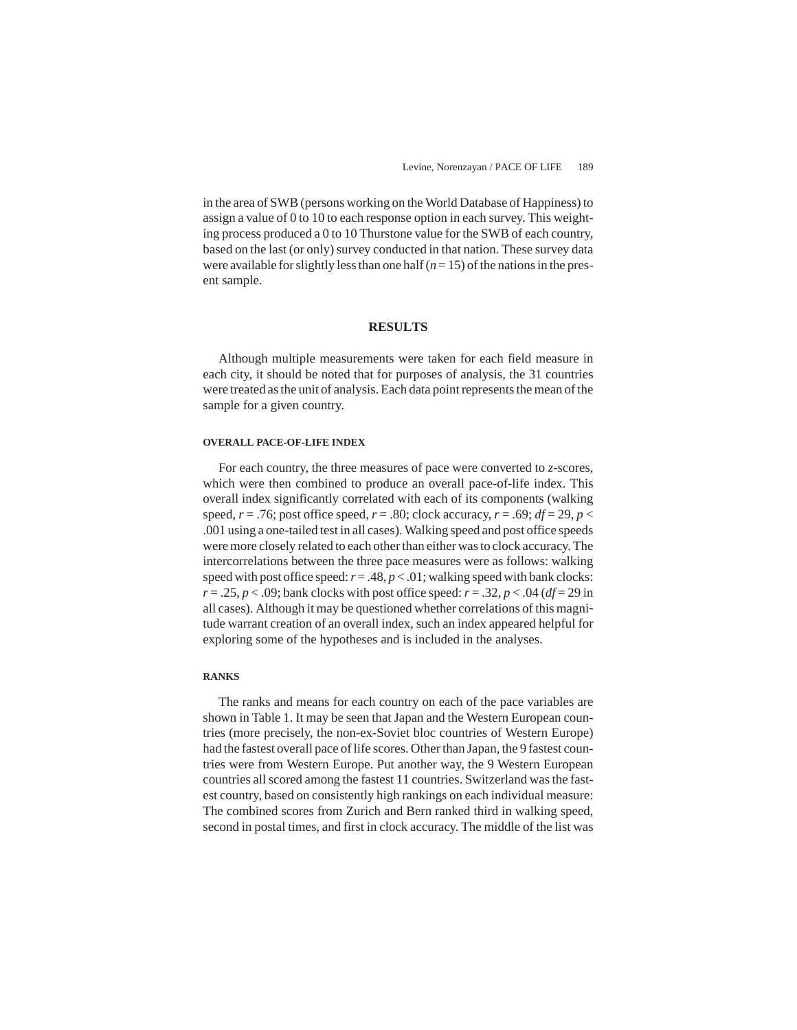in the area of SWB (persons working on the World Database of Happiness) to assign a value of 0 to 10 to each response option in each survey. This weighting process produced a 0 to 10 Thurstone value for the SWB of each country, based on the last (or only) survey conducted in that nation. These survey data were available for slightly less than one half ($n = 15$) of the nations in the present sample.

## RESULTS

Although multiple measurements were taken for each field measure in each city, it should be noted that for purposes of analysis, the 31 countries were treated as the unit of analysis. Each data point represents the mean of the sample for a given country.

### OVERALL PACE-OF-LIFE INDEX

For each country, the three measures of pace were converted to *z*-scores, which were then combined to produce an overall pace-of-life index. This overall index significantly correlated with each of its components (walking speed, $r = .76$; post office speed, $r = .80$; clock accuracy, $r = .69$; $df = 29$, $p < .001$ using a one-tailed test in all cases). Walking speed and post office speeds were more closely related to each other than either was to clock accuracy. The intercorrelations between the three pace measures were as follows: walking speed with post office speed: $r = .48$, $p < .01$; walking speed with bank clocks: $r = .25$, $p < .09$; bank clocks with post office speed: $r = .32$, $p < .04$ ($df = 29$ in all cases). Although it may be questioned whether correlations of this magnitude warrant creation of an overall index, such an index appeared helpful for exploring some of the hypotheses and is included in the analyses.

### RANKS

The ranks and means for each country on each of the pace variables are shown in Table 1. It may be seen that Japan and the Western European countries (more precisely, the non-ex-Soviet bloc countries of Western Europe) had the fastest overall pace of life scores. Other than Japan, the 9 fastest countries were from Western Europe. Put another way, the 9 Western European countries all scored among the fastest 11 countries. Switzerland was the fastest country, based on consistently high rankings on each individual measure: The combined scores from Zurich and Bern ranked third in walking speed, second in postal times, and first in clock accuracy. The middle of the list was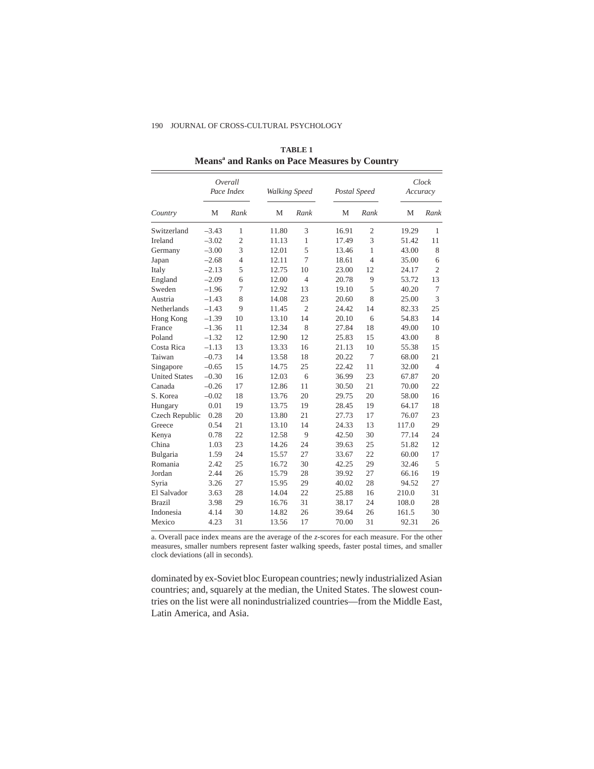**TABLE 1**
**Means[a] and Ranks on Pace Measures by Country**

| Country | Overall Pace Index | | Walking Speed | | Postal Speed | | Clock Accuracy | |
|---|---|---|---|---|---|---|---|---|
| | M | Rank | M | Rank | M | Rank | M | Rank |
| Switzerland | –3.43 | 1 | 11.80 | 3 | 16.91 | 2 | 19.29 | 1 |
| Ireland | –3.02 | 2 | 11.13 | 1 | 17.49 | 3 | 51.42 | 11 |
| Germany | –3.00 | 3 | 12.01 | 5 | 13.46 | 1 | 43.00 | 8 |
| Japan | –2.68 | 4 | 12.11 | 7 | 18.61 | 4 | 35.00 | 6 |
| Italy | –2.13 | 5 | 12.75 | 10 | 23.00 | 12 | 24.17 | 2 |
| England | –2.09 | 6 | 12.00 | 4 | 20.78 | 9 | 53.72 | 13 |
| Sweden | –1.96 | 7 | 12.92 | 13 | 19.10 | 5 | 40.20 | 7 |
| Austria | –1.43 | 8 | 14.08 | 23 | 20.60 | 8 | 25.00 | 3 |
| Netherlands | –1.43 | 9 | 11.45 | 2 | 24.42 | 14 | 82.33 | 25 |
| Hong Kong | –1.39 | 10 | 13.10 | 14 | 20.10 | 6 | 54.83 | 14 |
| France | –1.36 | 11 | 12.34 | 8 | 27.84 | 18 | 49.00 | 10 |
| Poland | –1.32 | 12 | 12.90 | 12 | 25.83 | 15 | 43.00 | 8 |
| Costa Rica | –1.13 | 13 | 13.33 | 16 | 21.13 | 10 | 55.38 | 15 |
| Taiwan | –0.73 | 14 | 13.58 | 18 | 20.22 | 7 | 68.00 | 21 |
| Singapore | –0.65 | 15 | 14.75 | 25 | 22.42 | 11 | 32.00 | 4 |
| United States | –0.30 | 16 | 12.03 | 6 | 36.99 | 23 | 67.87 | 20 |
| Canada | –0.26 | 17 | 12.86 | 11 | 30.50 | 21 | 70.00 | 22 |
| S. Korea | –0.02 | 18 | 13.76 | 20 | 29.75 | 20 | 58.00 | 16 |
| Hungary | 0.01 | 19 | 13.75 | 19 | 28.45 | 19 | 64.17 | 18 |
| Czech Republic | 0.28 | 20 | 13.80 | 21 | 27.73 | 17 | 76.07 | 23 |
| Greece | 0.54 | 21 | 13.10 | 14 | 24.33 | 13 | 117.0 | 29 |
| Kenya | 0.78 | 22 | 12.58 | 9 | 42.50 | 30 | 77.14 | 24 |
| China | 1.03 | 23 | 14.26 | 24 | 39.63 | 25 | 51.82 | 12 |
| Bulgaria | 1.59 | 24 | 15.57 | 27 | 33.67 | 22 | 60.00 | 17 |
| Romania | 2.42 | 25 | 16.72 | 30 | 42.25 | 29 | 32.46 | 5 |
| Jordan | 2.44 | 26 | 15.79 | 28 | 39.92 | 27 | 66.16 | 19 |
| Syria | 3.26 | 27 | 15.95 | 29 | 40.02 | 28 | 94.52 | 27 |
| El Salvador | 3.63 | 28 | 14.04 | 22 | 25.88 | 16 | 210.0 | 31 |
| Brazil | 3.98 | 29 | 16.76 | 31 | 38.17 | 24 | 108.0 | 28 |
| Indonesia | 4.14 | 30 | 14.82 | 26 | 39.64 | 26 | 161.5 | 30 |
| Mexico | 4.23 | 31 | 13.56 | 17 | 70.00 | 31 | 92.31 | 26 |

a. Overall pace index means are the average of the *z*-scores for each measure. For the other measures, smaller numbers represent faster walking speeds, faster postal times, and smaller clock deviations (all in seconds).

dominated by ex-Soviet bloc European countries; newly industrialized Asian countries; and, squarely at the median, the United States. The slowest countries on the list were all nonindustrialized countries—from the Middle East, Latin America, and Asia.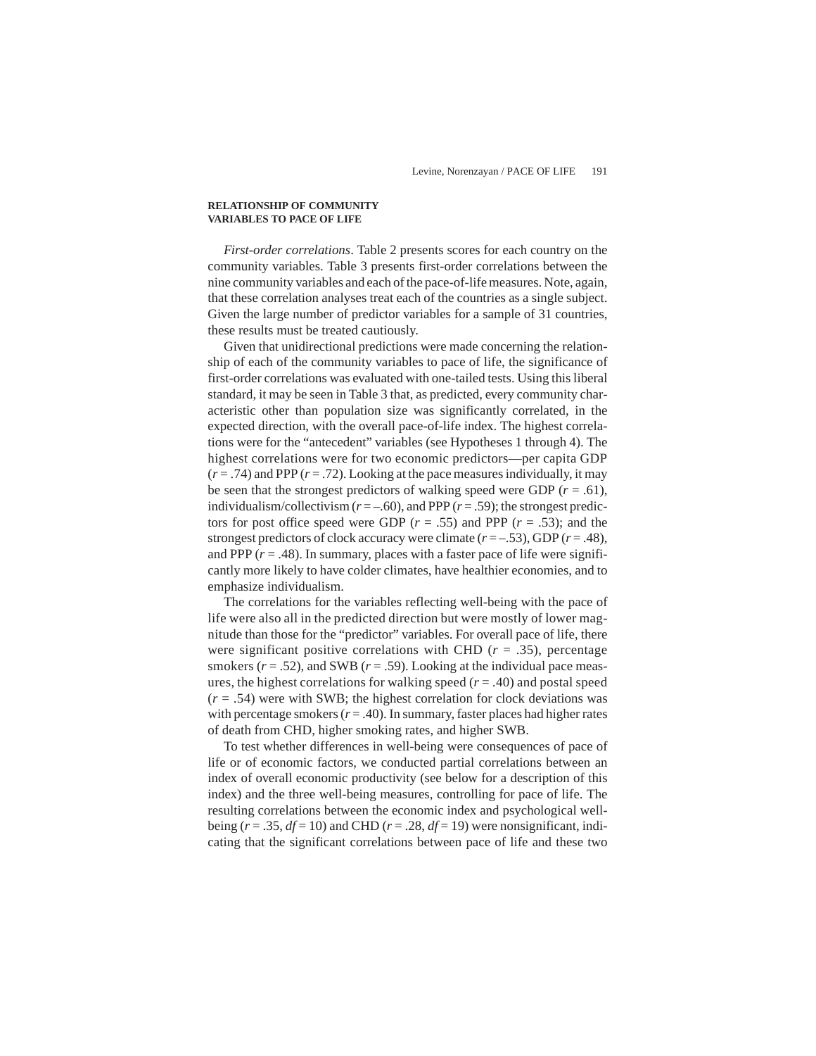### RELATIONSHIP OF COMMUNITY VARIABLES TO PACE OF LIFE

*First-order correlations*. Table 2 presents scores for each country on the community variables. Table 3 presents first-order correlations between the nine community variables and each of the pace-of-life measures. Note, again, that these correlation analyses treat each of the countries as a single subject. Given the large number of predictor variables for a sample of 31 countries, these results must be treated cautiously.

Given that unidirectional predictions were made concerning the relationship of each of the community variables to pace of life, the significance of first-order correlations was evaluated with one-tailed tests. Using this liberal standard, it may be seen in Table 3 that, as predicted, every community characteristic other than population size was significantly correlated, in the expected direction, with the overall pace-of-life index. The highest correlations were for the "antecedent" variables (see Hypotheses 1 through 4). The highest correlations were for two economic predictors—per capita GDP ($r = .74$) and PPP ($r = .72$). Looking at the pace measures individually, it may be seen that the strongest predictors of walking speed were GDP ($r = .61$), individualism/collectivism ($r = –.60$), and PPP ($r = .59$); the strongest predictors for post office speed were GDP ($r = .55$) and PPP ($r = .53$); and the strongest predictors of clock accuracy were climate ($r = –.53$), GDP ($r = .48$), and PPP ($r = .48$). In summary, places with a faster pace of life were significantly more likely to have colder climates, have healthier economies, and to emphasize individualism.

The correlations for the variables reflecting well-being with the pace of life were also all in the predicted direction but were mostly of lower magnitude than those for the "predictor" variables. For overall pace of life, there were significant positive correlations with CHD ($r = .35$), percentage smokers ($r = .52$), and SWB ($r = .59$). Looking at the individual pace measures, the highest correlations for walking speed ($r = .40$) and postal speed ($r = .54$) were with SWB; the highest correlation for clock deviations was with percentage smokers ($r = .40$). In summary, faster places had higher rates of death from CHD, higher smoking rates, and higher SWB.

To test whether differences in well-being were consequences of pace of life or of economic factors, we conducted partial correlations between an index of overall economic productivity (see below for a description of this index) and the three well-being measures, controlling for pace of life. The resulting correlations between the economic index and psychological well-being ($r = .35$, $df = 10$) and CHD ($r = .28$, $df = 19$) were nonsignificant, indicating that the significant correlations between pace of life and these two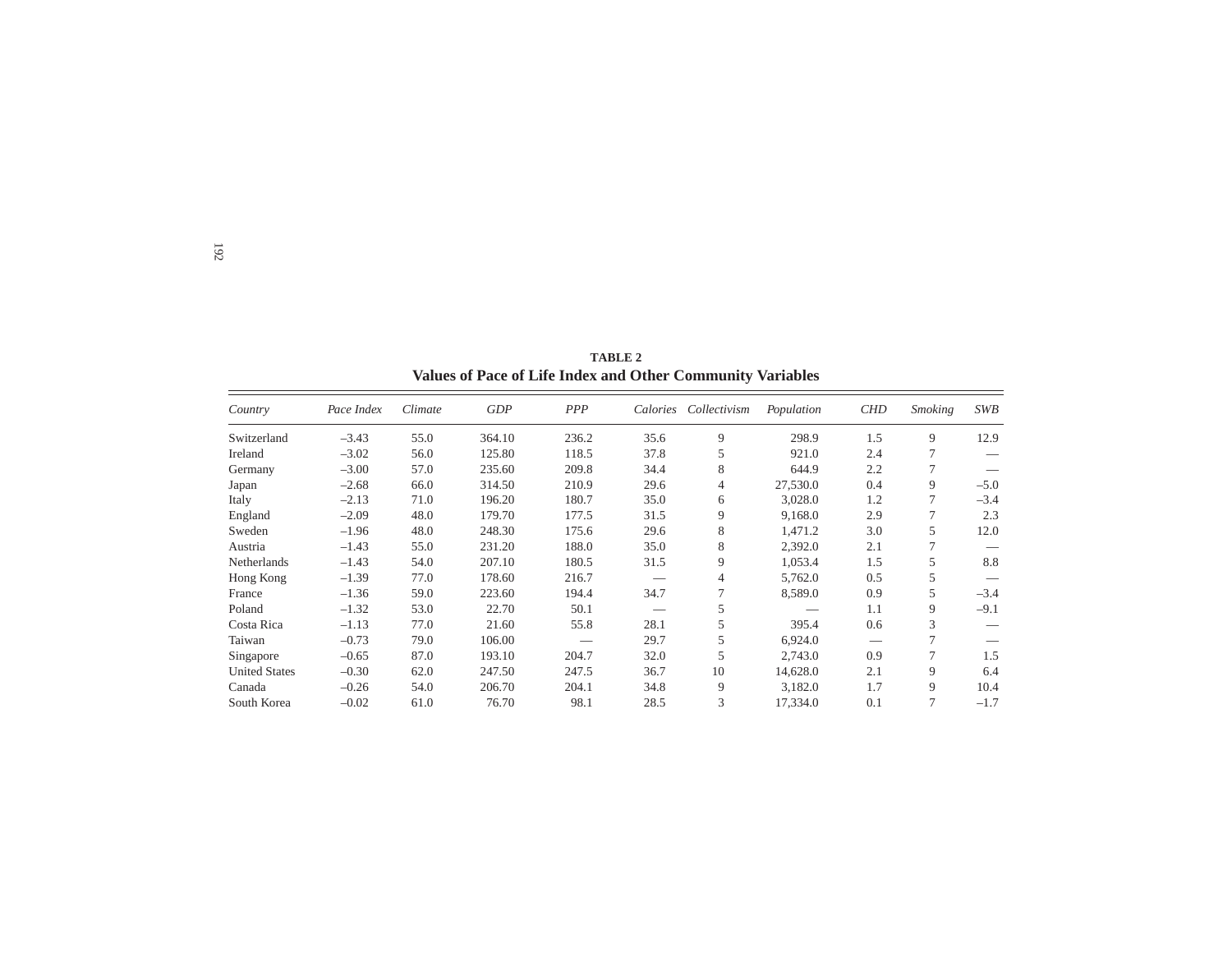**TABLE 2**
**Values of Pace of Life Index and Other Community Variables**

| *Country* | *Pace Index* | *Climate* | *GDP* | *PPP* | *Calories* | *Collectivism* | *Population* | *CHD* | *Smoking* | *SWB* |
|---|---|---|---|---|---|---|---|---|---|---|
| Switzerland | –3.43 | 55.0 | 364.10 | 236.2 | 35.6 | 9 | 298.9 | 1.5 | 9 | 12.9 |
| Ireland | –3.02 | 56.0 | 125.80 | 118.5 | 37.8 | 5 | 921.0 | 2.4 | 7 | — |
| Germany | –3.00 | 57.0 | 235.60 | 209.8 | 34.4 | 8 | 644.9 | 2.2 | 7 | — |
| Japan | –2.68 | 66.0 | 314.50 | 210.9 | 29.6 | 4 | 27,530.0 | 0.4 | 9 | –5.0 |
| Italy | –2.13 | 71.0 | 196.20 | 180.7 | 35.0 | 6 | 3,028.0 | 1.2 | 7 | –3.4 |
| England | –2.09 | 48.0 | 179.70 | 177.5 | 31.5 | 9 | 9,168.0 | 2.9 | 7 | 2.3 |
| Sweden | –1.96 | 48.0 | 248.30 | 175.6 | 29.6 | 8 | 1,471.2 | 3.0 | 5 | 12.0 |
| Austria | –1.43 | 55.0 | 231.20 | 188.0 | 35.0 | 8 | 2,392.0 | 2.1 | 7 | — |
| Netherlands | –1.43 | 54.0 | 207.10 | 180.5 | 31.5 | 9 | 1,053.4 | 1.5 | 5 | 8.8 |
| Hong Kong | –1.39 | 77.0 | 178.60 | 216.7 | — | 4 | 5,762.0 | 0.5 | 5 | — |
| France | –1.36 | 59.0 | 223.60 | 194.4 | 34.7 | 7 | 8,589.0 | 0.9 | 5 | –3.4 |
| Poland | –1.32 | 53.0 | 22.70 | 50.1 | — | 5 | — | 1.1 | 9 | –9.1 |
| Costa Rica | –1.13 | 77.0 | 21.60 | 55.8 | 28.1 | 5 | 395.4 | 0.6 | 3 | — |
| Taiwan | –0.73 | 79.0 | 106.00 | — | 29.7 | 5 | 6,924.0 | — | 7 | — |
| Singapore | –0.65 | 87.0 | 193.10 | 204.7 | 32.0 | 5 | 2,743.0 | 0.9 | 7 | 1.5 |
| United States | –0.30 | 62.0 | 247.50 | 247.5 | 36.7 | 10 | 14,628.0 | 2.1 | 9 | 6.4 |
| Canada | –0.26 | 54.0 | 206.70 | 204.1 | 34.8 | 9 | 3,182.0 | 1.7 | 9 | 10.4 |
| South Korea | –0.02 | 61.0 | 76.70 | 98.1 | 28.5 | 3 | 17,334.0 | 0.1 | 7 | –1.7 |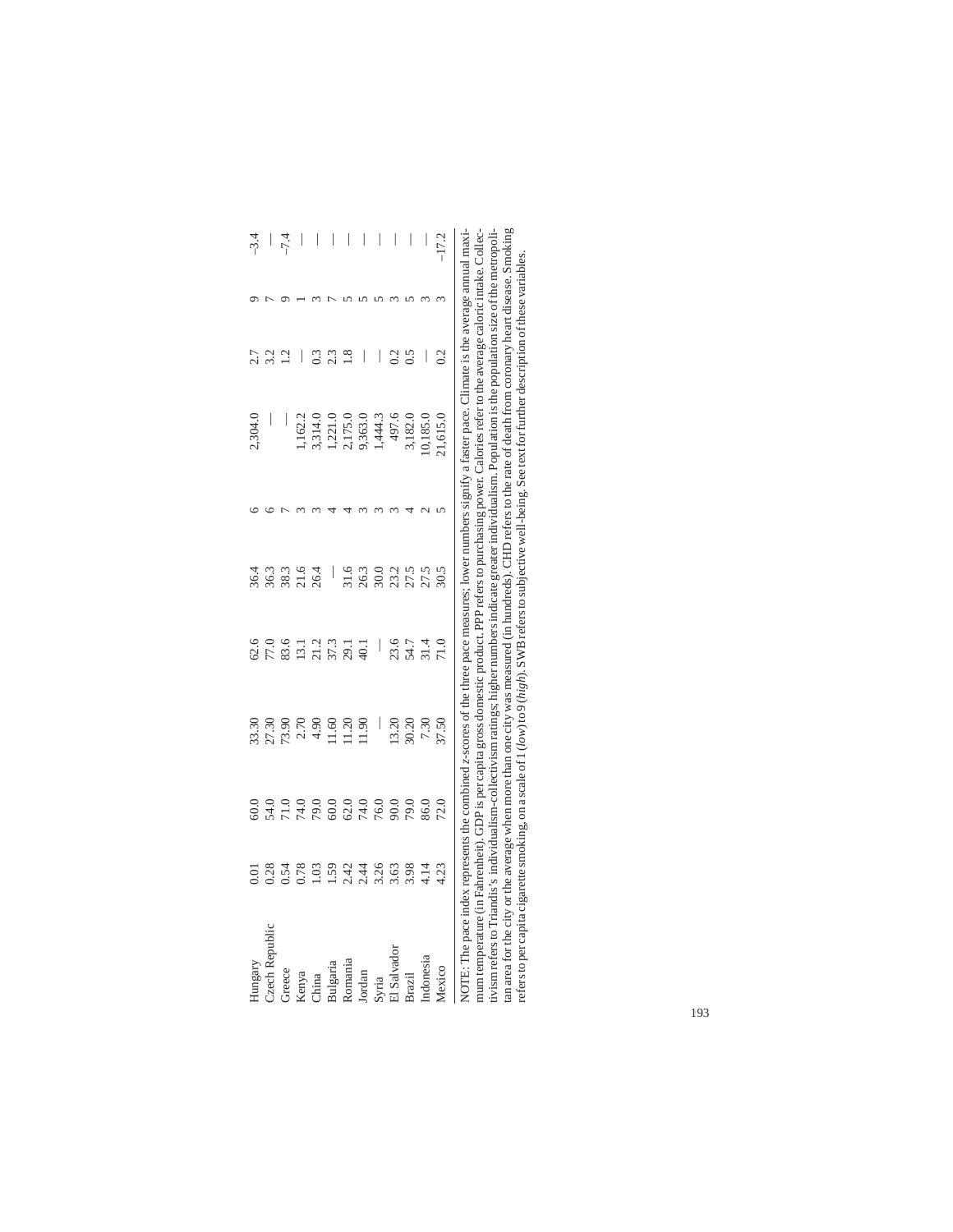| Country | Pace Index | Climate | GDP | PPP | Calories | Individualism-Collectivism | Population | CHD | SWB | Smoking |
|---|---|---|---|---|---|---|---|---|---|---|
| Hungary | 0.01 | 60.0 | 33.30 | 62.6 | 36.4 | 6 | 2,304.0 | 2.7 | 9 | –3.4 |
| Czech Republic | 0.28 | 54.0 | 27.30 | 77.0 | 36.3 | 6 | — | 3.2 | 7 | — |
| Greece | 0.54 | 71.0 | 73.90 | 83.6 | 38.3 | 7 | — | 1.2 | 9 | –7.4 |
| Kenya | 0.78 | 74.0 | 2.70 | 13.1 | 21.6 | 3 | 1,162.2 | — | 1 | — |
| China | 1.03 | 79.0 | 4.90 | 21.2 | 26.4 | 3 | 3,314.0 | 0.3 | 3 | — |
| Bulgaria | 1.59 | 60.0 | 11.60 | 37.3 | — | 4 | 1,221.0 | 2.3 | 7 | — |
| Romania | 2.42 | 62.0 | 11.20 | 29.1 | 31.6 | 4 | 2,175.0 | 1.8 | 5 | — |
| Jordan | 2.44 | 74.0 | 11.90 | 40.1 | 26.3 | 3 | 9,363.0 | — | 5 | — |
| Syria | 3.26 | 76.0 | — | — | 30.0 | 3 | 1,444.3 | — | 5 | — |
| El Salvador | 3.63 | 90.0 | 13.20 | 23.6 | 23.2 | 3 | 497.6 | 0.2 | 3 | — |
| Brazil | 3.98 | 79.0 | 30.20 | 54.7 | 27.5 | 4 | 3,182.0 | 0.5 | 5 | — |
| Indonesia | 4.14 | 86.0 | 7.30 | 31.4 | 27.5 | 2 | 10,185.0 | — | 3 | — |
| Mexico | 4.23 | 72.0 | 37.50 | 71.0 | 30.5 | 5 | 21,615.0 | 0.2 | 3 | –17.2 |

NOTE: The pace index represents the combined *z*-scores of the three pace measures; lower numbers signify a faster pace. Climate is the average annual maximum temperature (in Fahrenheit). GDP is per capita gross domestic product. PPP refers to purchasing power. Calories refer to the average caloric intake. Collectivism refers to Triandis's individualism-collectivism ratings; higher numbers indicate greater individualism. Population is the population size of the metropolitan area for the city or the average when more than one city was measured (in hundreds). CHD refers to the rate of death from coronary heart disease. Smoking refers to per capita cigarette smoking, on a scale of 1 (*low*) to 9 (*high*). SWB refers to subjective well-being. See text for further description of these variables.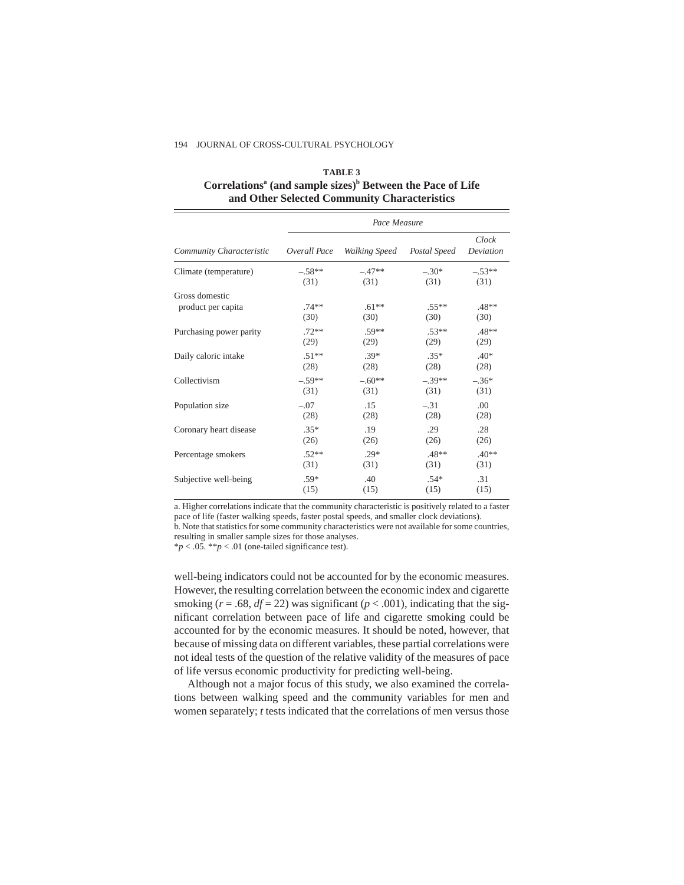**TABLE 3**
**Correlations[a] (and sample sizes)[b] Between the Pace of Life and Other Selected Community Characteristics**

| | *Pace Measure* | | | |
|---|---|---|---|---|
| *Community Characteristic* | *Overall Pace* | *Walking Speed* | *Postal Speed* | *Clock Deviation* |
| Climate (temperature) | –.58** (31) | –.47** (31) | –.30* (31) | –.53** (31) |
| Gross domestic product per capita | .74** (30) | .61** (30) | .55** (30) | .48** (30) |
| Purchasing power parity | .72** (29) | .59** (29) | .53** (29) | .48** (29) |
| Daily caloric intake | .51** (28) | .39* (28) | .35* (28) | .40* (28) |
| Collectivism | –.59** (31) | –.60** (31) | –.39** (31) | –.36* (31) |
| Population size | –.07 (28) | .15 (28) | –.31 (28) | .00 (28) |
| Coronary heart disease | .35* (26) | .19 (26) | .29 (26) | .28 (26) |
| Percentage smokers | .52** (31) | .29* (31) | .48** (31) | .40** (31) |
| Subjective well-being | .59* (15) | .40 (15) | .54* (15) | .31 (15) |

a. Higher correlations indicate that the community characteristic is positively related to a faster pace of life (faster walking speeds, faster postal speeds, and smaller clock deviations).
b. Note that statistics for some community characteristics were not available for some countries, resulting in smaller sample sizes for those analyses.
*$p < .05$. **$p < .01$ (one-tailed significance test).

well-being indicators could not be accounted for by the economic measures. However, the resulting correlation between the economic index and cigarette smoking ($r = .68$, $df = 22$) was significant ($p < .001$), indicating that the significant correlation between pace of life and cigarette smoking could be accounted for by the economic measures. It should be noted, however, that because of missing data on different variables, these partial correlations were not ideal tests of the question of the relative validity of the measures of pace of life versus economic productivity for predicting well-being.

Although not a major focus of this study, we also examined the correlations between walking speed and the community variables for men and women separately; *t* tests indicated that the correlations of men versus those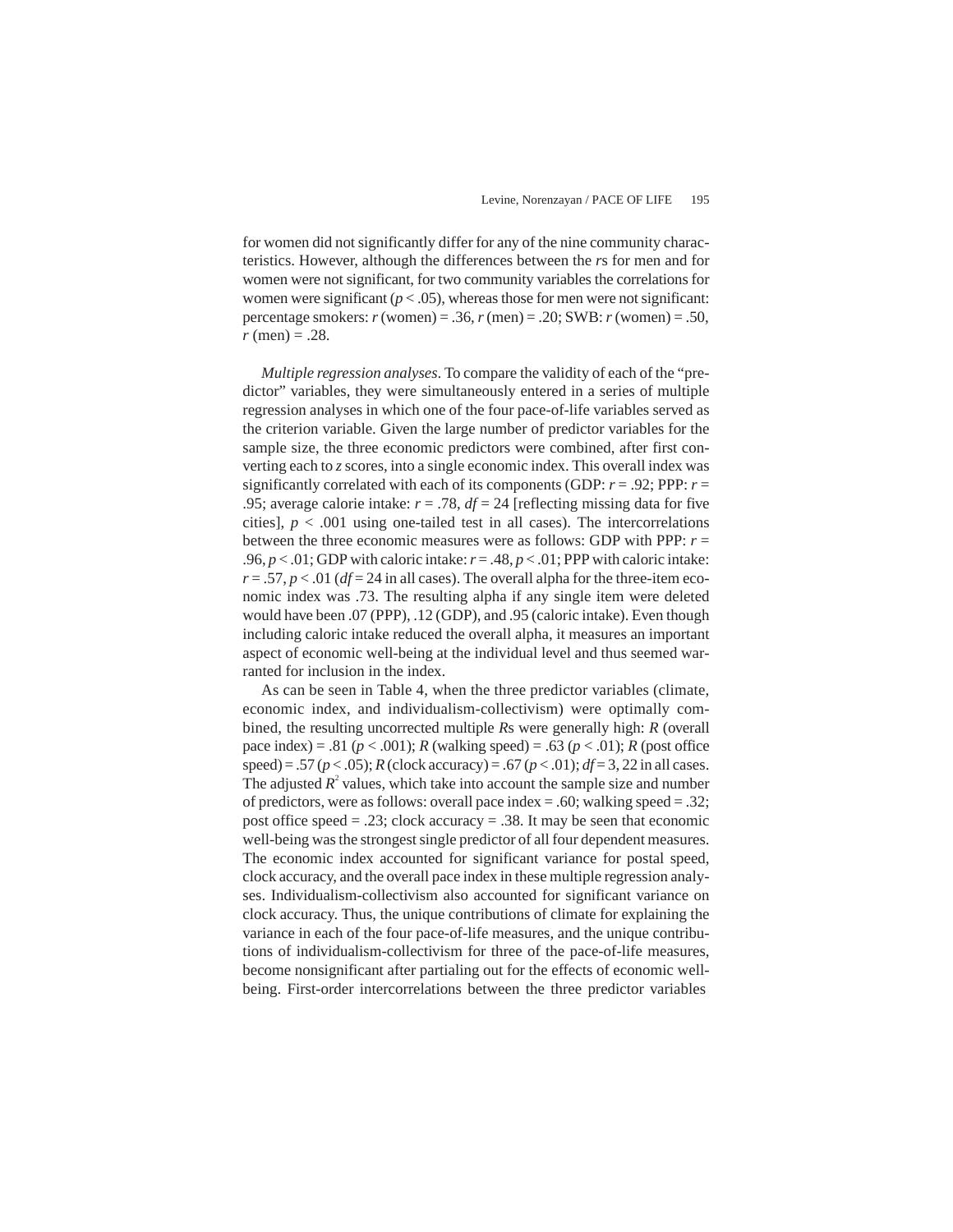for women did not significantly differ for any of the nine community characteristics. However, although the differences between the *r*s for men and for women were not significant, for two community variables the correlations for women were significant ($p < .05$), whereas those for men were not significant: percentage smokers: $r$ (women) = .36, $r$ (men) = .20; SWB: $r$ (women) = .50, $r$ (men) = .28.

*Multiple regression analyses*. To compare the validity of each of the "predictor" variables, they were simultaneously entered in a series of multiple regression analyses in which one of the four pace-of-life variables served as the criterion variable. Given the large number of predictor variables for the sample size, the three economic predictors were combined, after first converting each to *z* scores, into a single economic index. This overall index was significantly correlated with each of its components (GDP: $r = .92$; PPP: $r = .95$; average calorie intake: $r = .78$, $df = 24$ [reflecting missing data for five cities], $p < .001$ using one-tailed test in all cases). The intercorrelations between the three economic measures were as follows: GDP with PPP: $r = .96$, $p < .01$; GDP with caloric intake: $r = .48$, $p < .01$; PPP with caloric intake: $r = .57$, $p < .01$ ($df = 24$ in all cases). The overall alpha for the three-item economic index was .73. The resulting alpha if any single item were deleted would have been .07 (PPP), .12 (GDP), and .95 (caloric intake). Even though including caloric intake reduced the overall alpha, it measures an important aspect of economic well-being at the individual level and thus seemed warranted for inclusion in the index.

As can be seen in Table 4, when the three predictor variables (climate, economic index, and individualism-collectivism) were optimally combined, the resulting uncorrected multiple *R*s were generally high: $R$ (overall pace index) = .81 ($p < .001$); $R$ (walking speed) = .63 ($p < .01$); $R$ (post office speed) = .57 ($p < .05$); $R$ (clock accuracy) = .67 ($p < .01$); $df = 3, 22$ in all cases. The adjusted $R^2$ values, which take into account the sample size and number of predictors, were as follows: overall pace index = .60; walking speed = .32; post office speed = .23; clock accuracy = .38. It may be seen that economic well-being was the strongest single predictor of all four dependent measures. The economic index accounted for significant variance for postal speed, clock accuracy, and the overall pace index in these multiple regression analyses. Individualism-collectivism also accounted for significant variance on clock accuracy. Thus, the unique contributions of climate for explaining the variance in each of the four pace-of-life measures, and the unique contributions of individualism-collectivism for three of the pace-of-life measures, become nonsignificant after partialing out for the effects of economic well-being. First-order intercorrelations between the three predictor variables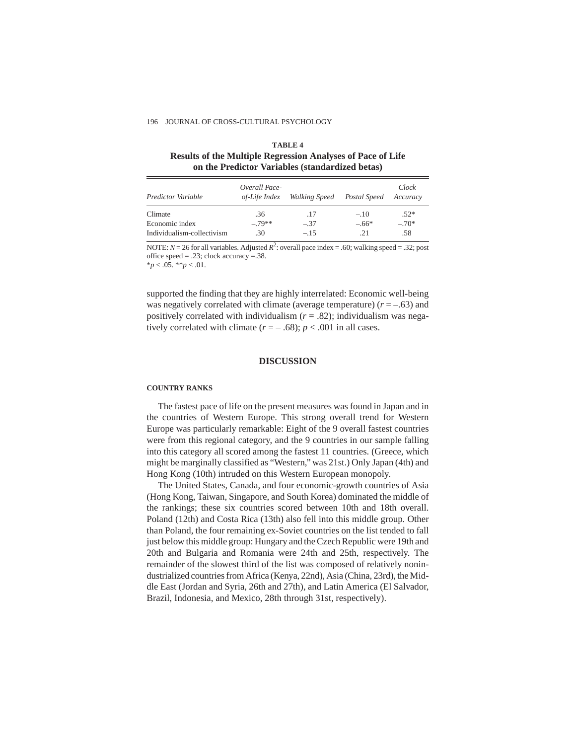**TABLE 4**
**Results of the Multiple Regression Analyses of Pace of Life on the Predictor Variables (standardized betas)**

| *Predictor Variable* | *Overall Pace-of-Life Index* | *Walking Speed* | *Postal Speed* | *Clock Accuracy* |
|---|---|---|---|---|
| Climate | .36 | .17 | –.10 | .52* |
| Economic index | –.79** | –.37 | –.66* | –.70* |
| Individualism-collectivism | .30 | –.15 | .21 | .58 |

NOTE: $N = 26$ for all variables. Adjusted $R^2$: overall pace index = .60; walking speed = .32; post office speed = .23; clock accuracy =.38.
*$p < .05$. **$p < .01$.

supported the finding that they are highly interrelated: Economic well-being was negatively correlated with climate (average temperature) ($r = –.63$) and positively correlated with individualism ($r = .82$); individualism was negatively correlated with climate ($r = – .68$); $p < .001$ in all cases.

## DISCUSSION

### COUNTRY RANKS

The fastest pace of life on the present measures was found in Japan and in the countries of Western Europe. This strong overall trend for Western Europe was particularly remarkable: Eight of the 9 overall fastest countries were from this regional category, and the 9 countries in our sample falling into this category all scored among the fastest 11 countries. (Greece, which might be marginally classified as "Western," was 21st.) Only Japan (4th) and Hong Kong (10th) intruded on this Western European monopoly.

The United States, Canada, and four economic-growth countries of Asia (Hong Kong, Taiwan, Singapore, and South Korea) dominated the middle of the rankings; these six countries scored between 10th and 18th overall. Poland (12th) and Costa Rica (13th) also fell into this middle group. Other than Poland, the four remaining ex-Soviet countries on the list tended to fall just below this middle group: Hungary and the Czech Republic were 19th and 20th and Bulgaria and Romania were 24th and 25th, respectively. The remainder of the slowest third of the list was composed of relatively nonindustrialized countries from Africa (Kenya, 22nd), Asia (China, 23rd), the Middle East (Jordan and Syria, 26th and 27th), and Latin America (El Salvador, Brazil, Indonesia, and Mexico, 28th through 31st, respectively).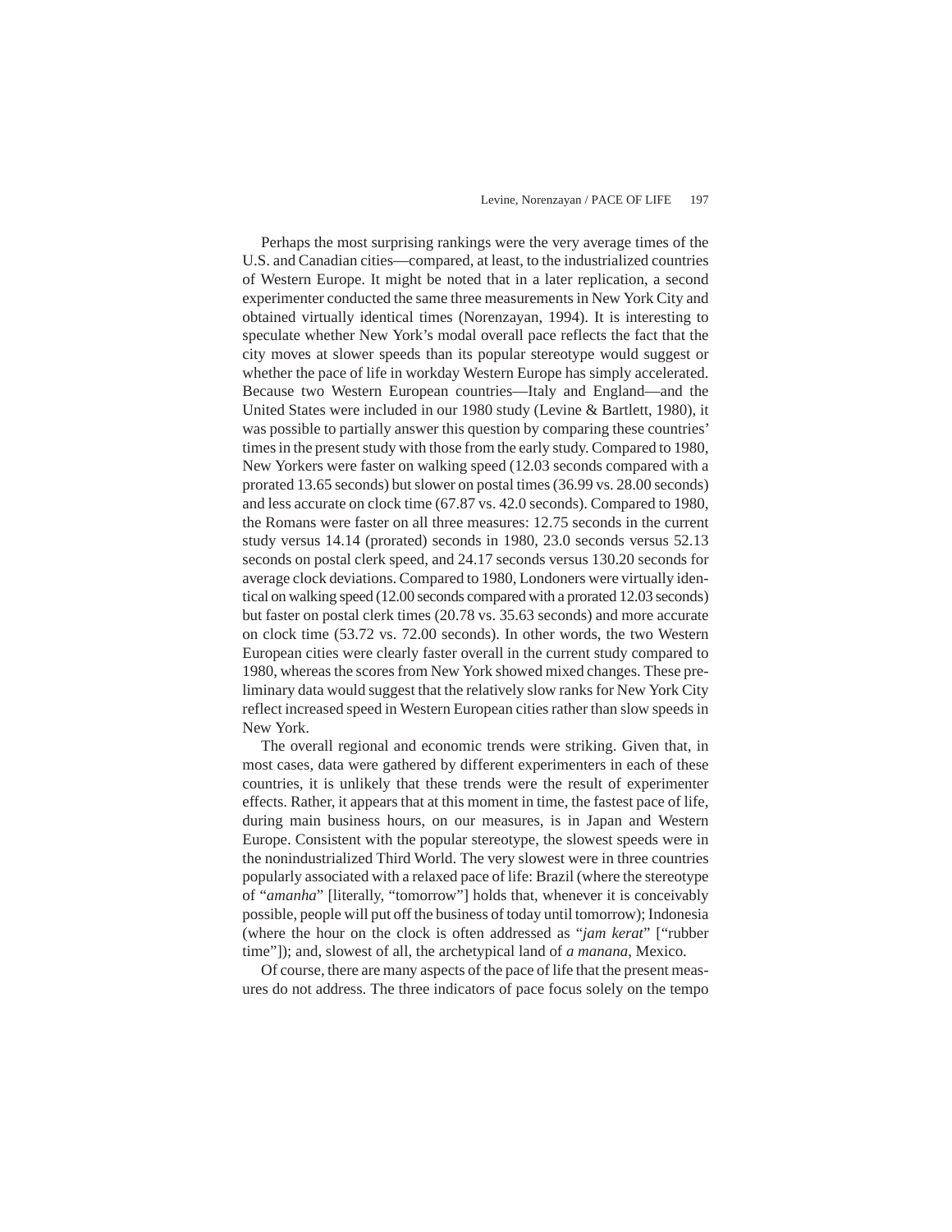Perhaps the most surprising rankings were the very average times of the U.S. and Canadian cities—compared, at least, to the industrialized countries of Western Europe. It might be noted that in a later replication, a second experimenter conducted the same three measurements in New York City and obtained virtually identical times (Norenzayan, 1994). It is interesting to speculate whether New York's modal overall pace reflects the fact that the city moves at slower speeds than its popular stereotype would suggest or whether the pace of life in workday Western Europe has simply accelerated. Because two Western European countries—Italy and England—and the United States were included in our 1980 study (Levine & Bartlett, 1980), it was possible to partially answer this question by comparing these countries' times in the present study with those from the early study. Compared to 1980, New Yorkers were faster on walking speed (12.03 seconds compared with a prorated 13.65 seconds) but slower on postal times (36.99 vs. 28.00 seconds) and less accurate on clock time (67.87 vs. 42.0 seconds). Compared to 1980, the Romans were faster on all three measures: 12.75 seconds in the current study versus 14.14 (prorated) seconds in 1980, 23.0 seconds versus 52.13 seconds on postal clerk speed, and 24.17 seconds versus 130.20 seconds for average clock deviations. Compared to 1980, Londoners were virtually identical on walking speed (12.00 seconds compared with a prorated 12.03 seconds) but faster on postal clerk times (20.78 vs. 35.63 seconds) and more accurate on clock time (53.72 vs. 72.00 seconds). In other words, the two Western European cities were clearly faster overall in the current study compared to 1980, whereas the scores from New York showed mixed changes. These preliminary data would suggest that the relatively slow ranks for New York City reflect increased speed in Western European cities rather than slow speeds in New York.

The overall regional and economic trends were striking. Given that, in most cases, data were gathered by different experimenters in each of these countries, it is unlikely that these trends were the result of experimenter effects. Rather, it appears that at this moment in time, the fastest pace of life, during main business hours, on our measures, is in Japan and Western Europe. Consistent with the popular stereotype, the slowest speeds were in the nonindustrialized Third World. The very slowest were in three countries popularly associated with a relaxed pace of life: Brazil (where the stereotype of "*amanha*" [literally, "tomorrow"] holds that, whenever it is conceivably possible, people will put off the business of today until tomorrow); Indonesia (where the hour on the clock is often addressed as "*jam kerat*" ["rubber time"]); and, slowest of all, the archetypical land of *a manana*, Mexico.

Of course, there are many aspects of the pace of life that the present measures do not address. The three indicators of pace focus solely on the tempo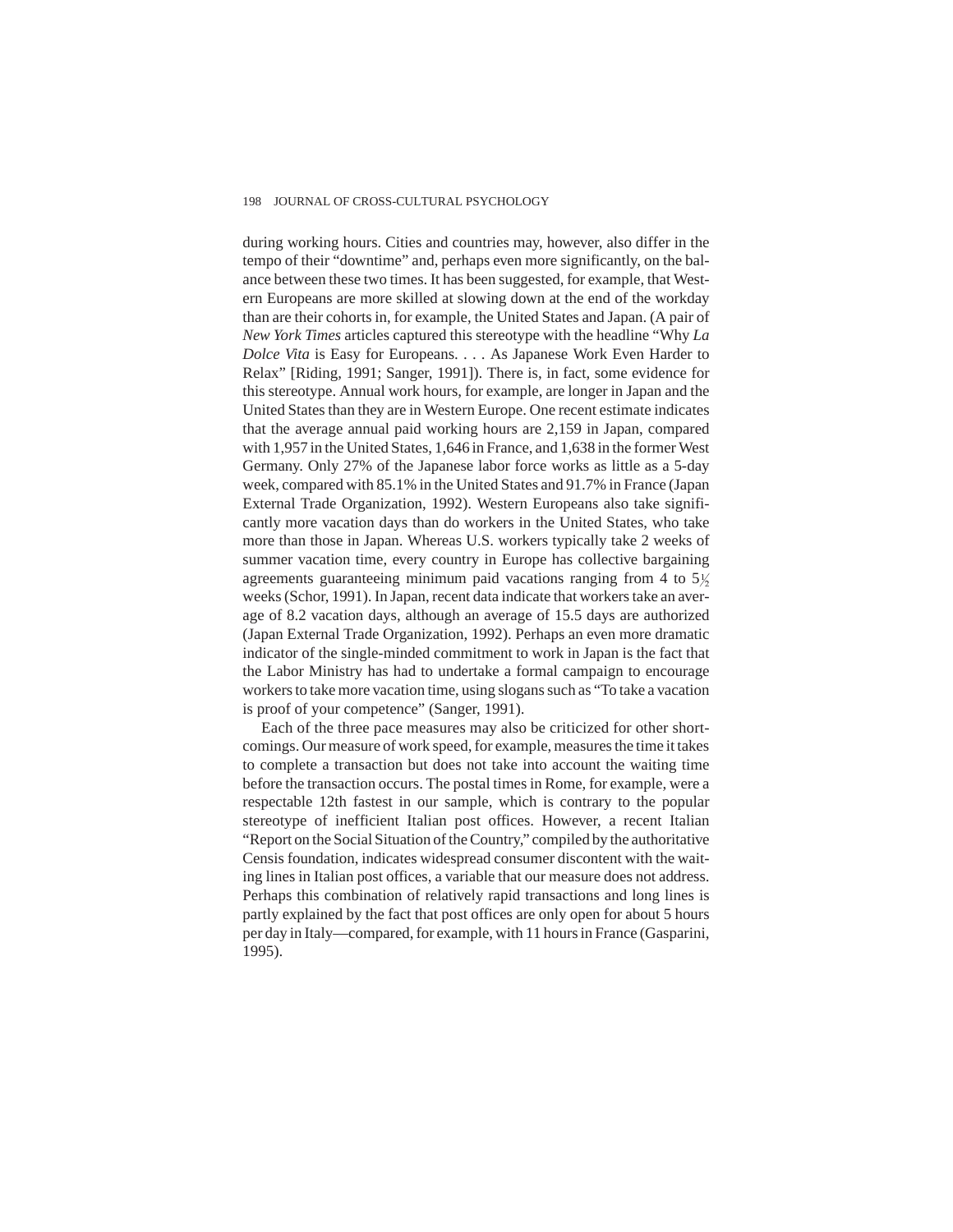during working hours. Cities and countries may, however, also differ in the tempo of their "downtime" and, perhaps even more significantly, on the balance between these two times. It has been suggested, for example, that Western Europeans are more skilled at slowing down at the end of the workday than are their cohorts in, for example, the United States and Japan. (A pair of *New York Times* articles captured this stereotype with the headline "Why *La Dolce Vita* is Easy for Europeans. . . . As Japanese Work Even Harder to Relax" [Riding, 1991; Sanger, 1991]). There is, in fact, some evidence for this stereotype. Annual work hours, for example, are longer in Japan and the United States than they are in Western Europe. One recent estimate indicates that the average annual paid working hours are 2,159 in Japan, compared with 1,957 in the United States, 1,646 in France, and 1,638 in the former West Germany. Only 27% of the Japanese labor force works as little as a 5-day week, compared with 85.1% in the United States and 91.7% in France (Japan External Trade Organization, 1992). Western Europeans also take significantly more vacation days than do workers in the United States, who take more than those in Japan. Whereas U.S. workers typically take 2 weeks of summer vacation time, every country in Europe has collective bargaining agreements guaranteeing minimum paid vacations ranging from 4 to 5½ weeks (Schor, 1991). In Japan, recent data indicate that workers take an average of 8.2 vacation days, although an average of 15.5 days are authorized (Japan External Trade Organization, 1992). Perhaps an even more dramatic indicator of the single-minded commitment to work in Japan is the fact that the Labor Ministry has had to undertake a formal campaign to encourage workers to take more vacation time, using slogans such as "To take a vacation is proof of your competence" (Sanger, 1991).

Each of the three pace measures may also be criticized for other shortcomings. Our measure of work speed, for example, measures the time it takes to complete a transaction but does not take into account the waiting time before the transaction occurs. The postal times in Rome, for example, were a respectable 12th fastest in our sample, which is contrary to the popular stereotype of inefficient Italian post offices. However, a recent Italian "Report on the Social Situation of the Country," compiled by the authoritative Censis foundation, indicates widespread consumer discontent with the waiting lines in Italian post offices, a variable that our measure does not address. Perhaps this combination of relatively rapid transactions and long lines is partly explained by the fact that post offices are only open for about 5 hours per day in Italy—compared, for example, with 11 hours in France (Gasparini, 1995).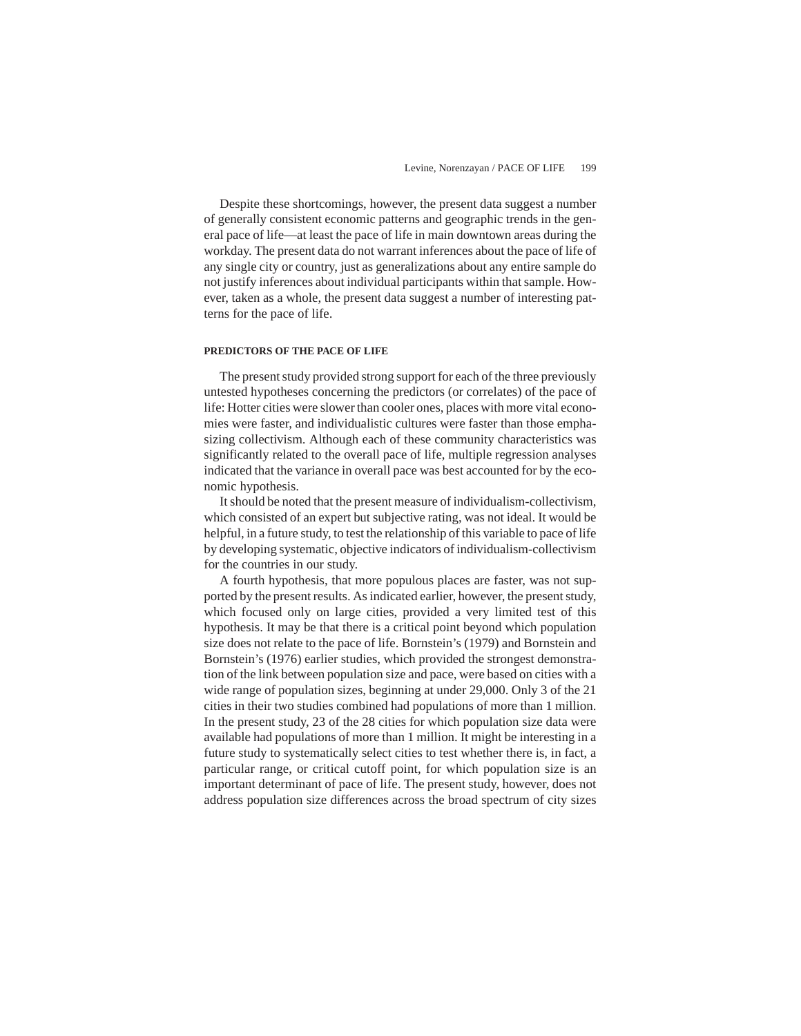Despite these shortcomings, however, the present data suggest a number of generally consistent economic patterns and geographic trends in the general pace of life—at least the pace of life in main downtown areas during the workday. The present data do not warrant inferences about the pace of life of any single city or country, just as generalizations about any entire sample do not justify inferences about individual participants within that sample. However, taken as a whole, the present data suggest a number of interesting patterns for the pace of life.

### PREDICTORS OF THE PACE OF LIFE

The present study provided strong support for each of the three previously untested hypotheses concerning the predictors (or correlates) of the pace of life: Hotter cities were slower than cooler ones, places with more vital economies were faster, and individualistic cultures were faster than those emphasizing collectivism. Although each of these community characteristics was significantly related to the overall pace of life, multiple regression analyses indicated that the variance in overall pace was best accounted for by the economic hypothesis.

It should be noted that the present measure of individualism-collectivism, which consisted of an expert but subjective rating, was not ideal. It would be helpful, in a future study, to test the relationship of this variable to pace of life by developing systematic, objective indicators of individualism-collectivism for the countries in our study.

A fourth hypothesis, that more populous places are faster, was not supported by the present results. As indicated earlier, however, the present study, which focused only on large cities, provided a very limited test of this hypothesis. It may be that there is a critical point beyond which population size does not relate to the pace of life. Bornstein's (1979) and Bornstein and Bornstein's (1976) earlier studies, which provided the strongest demonstration of the link between population size and pace, were based on cities with a wide range of population sizes, beginning at under 29,000. Only 3 of the 21 cities in their two studies combined had populations of more than 1 million. In the present study, 23 of the 28 cities for which population size data were available had populations of more than 1 million. It might be interesting in a future study to systematically select cities to test whether there is, in fact, a particular range, or critical cutoff point, for which population size is an important determinant of pace of life. The present study, however, does not address population size differences across the broad spectrum of city sizes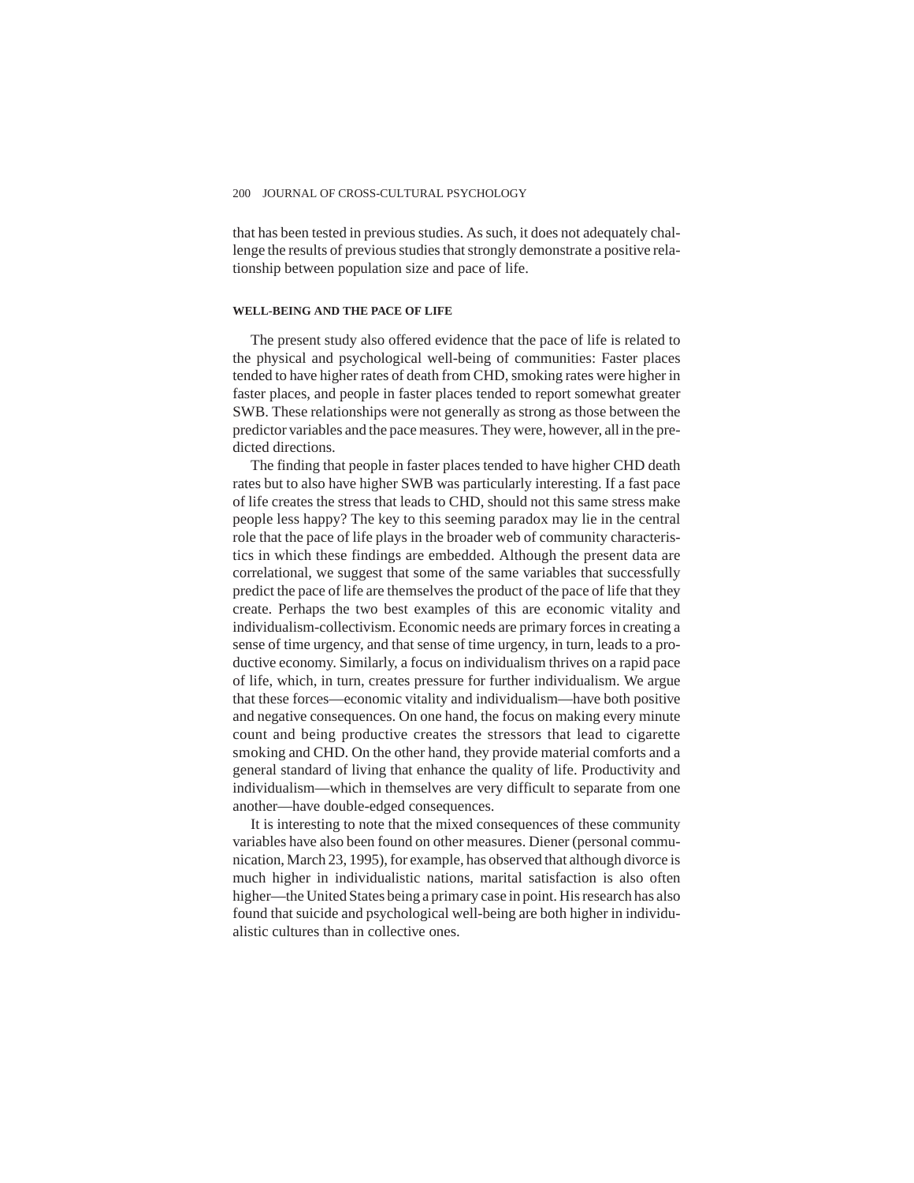that has been tested in previous studies. As such, it does not adequately challenge the results of previous studies that strongly demonstrate a positive relationship between population size and pace of life.

### WELL-BEING AND THE PACE OF LIFE

The present study also offered evidence that the pace of life is related to the physical and psychological well-being of communities: Faster places tended to have higher rates of death from CHD, smoking rates were higher in faster places, and people in faster places tended to report somewhat greater SWB. These relationships were not generally as strong as those between the predictor variables and the pace measures. They were, however, all in the predicted directions.

The finding that people in faster places tended to have higher CHD death rates but to also have higher SWB was particularly interesting. If a fast pace of life creates the stress that leads to CHD, should not this same stress make people less happy? The key to this seeming paradox may lie in the central role that the pace of life plays in the broader web of community characteristics in which these findings are embedded. Although the present data are correlational, we suggest that some of the same variables that successfully predict the pace of life are themselves the product of the pace of life that they create. Perhaps the two best examples of this are economic vitality and individualism-collectivism. Economic needs are primary forces in creating a sense of time urgency, and that sense of time urgency, in turn, leads to a productive economy. Similarly, a focus on individualism thrives on a rapid pace of life, which, in turn, creates pressure for further individualism. We argue that these forces—economic vitality and individualism—have both positive and negative consequences. On one hand, the focus on making every minute count and being productive creates the stressors that lead to cigarette smoking and CHD. On the other hand, they provide material comforts and a general standard of living that enhance the quality of life. Productivity and individualism—which in themselves are very difficult to separate from one another—have double-edged consequences.

It is interesting to note that the mixed consequences of these community variables have also been found on other measures. Diener (personal communication, March 23, 1995), for example, has observed that although divorce is much higher in individualistic nations, marital satisfaction is also often higher—the United States being a primary case in point. His research has also found that suicide and psychological well-being are both higher in individualistic cultures than in collective ones.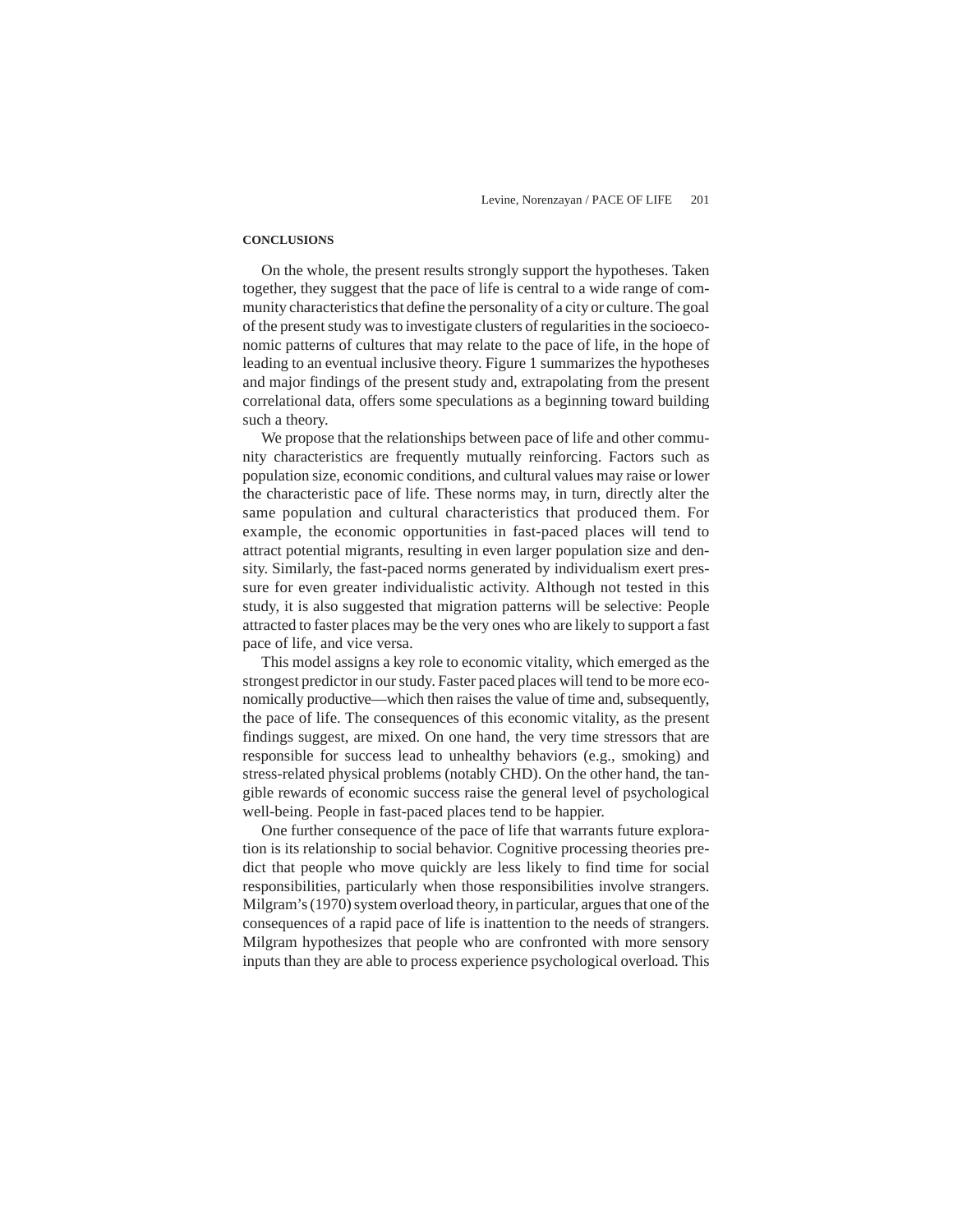## CONCLUSIONS

On the whole, the present results strongly support the hypotheses. Taken together, they suggest that the pace of life is central to a wide range of community characteristics that define the personality of a city or culture. The goal of the present study was to investigate clusters of regularities in the socioeconomic patterns of cultures that may relate to the pace of life, in the hope of leading to an eventual inclusive theory. Figure 1 summarizes the hypotheses and major findings of the present study and, extrapolating from the present correlational data, offers some speculations as a beginning toward building such a theory.

We propose that the relationships between pace of life and other community characteristics are frequently mutually reinforcing. Factors such as population size, economic conditions, and cultural values may raise or lower the characteristic pace of life. These norms may, in turn, directly alter the same population and cultural characteristics that produced them. For example, the economic opportunities in fast-paced places will tend to attract potential migrants, resulting in even larger population size and density. Similarly, the fast-paced norms generated by individualism exert pressure for even greater individualistic activity. Although not tested in this study, it is also suggested that migration patterns will be selective: People attracted to faster places may be the very ones who are likely to support a fast pace of life, and vice versa.

This model assigns a key role to economic vitality, which emerged as the strongest predictor in our study. Faster paced places will tend to be more economically productive—which then raises the value of time and, subsequently, the pace of life. The consequences of this economic vitality, as the present findings suggest, are mixed. On one hand, the very time stressors that are responsible for success lead to unhealthy behaviors (e.g., smoking) and stress-related physical problems (notably CHD). On the other hand, the tangible rewards of economic success raise the general level of psychological well-being. People in fast-paced places tend to be happier.

One further consequence of the pace of life that warrants future exploration is its relationship to social behavior. Cognitive processing theories predict that people who move quickly are less likely to find time for social responsibilities, particularly when those responsibilities involve strangers. Milgram's (1970) system overload theory, in particular, argues that one of the consequences of a rapid pace of life is inattention to the needs of strangers. Milgram hypothesizes that people who are confronted with more sensory inputs than they are able to process experience psychological overload. This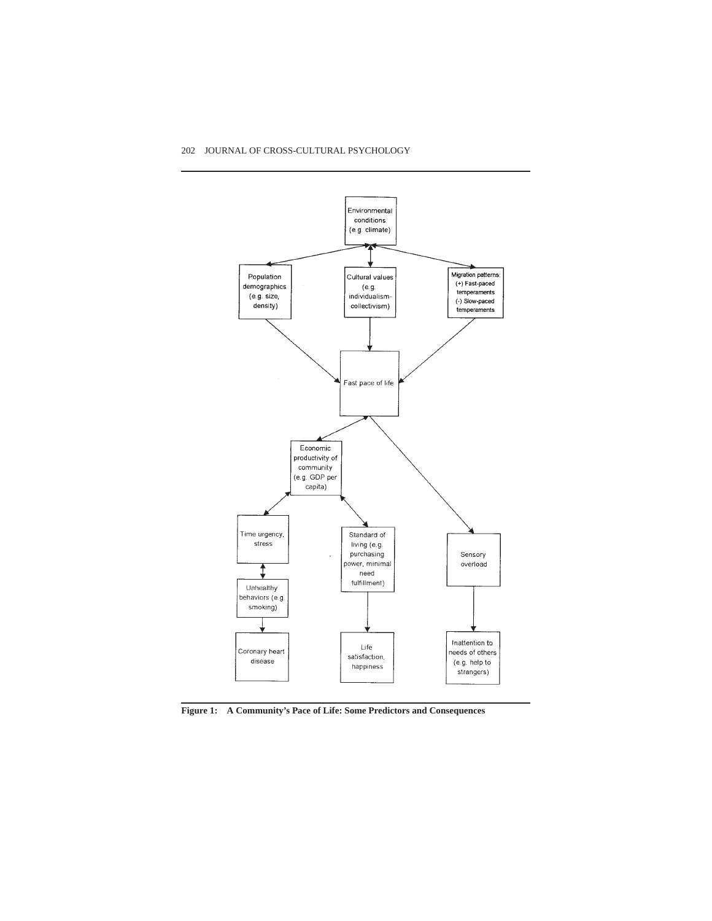**Figure 1: A Community's Pace of Life: Some Predictors and Consequences**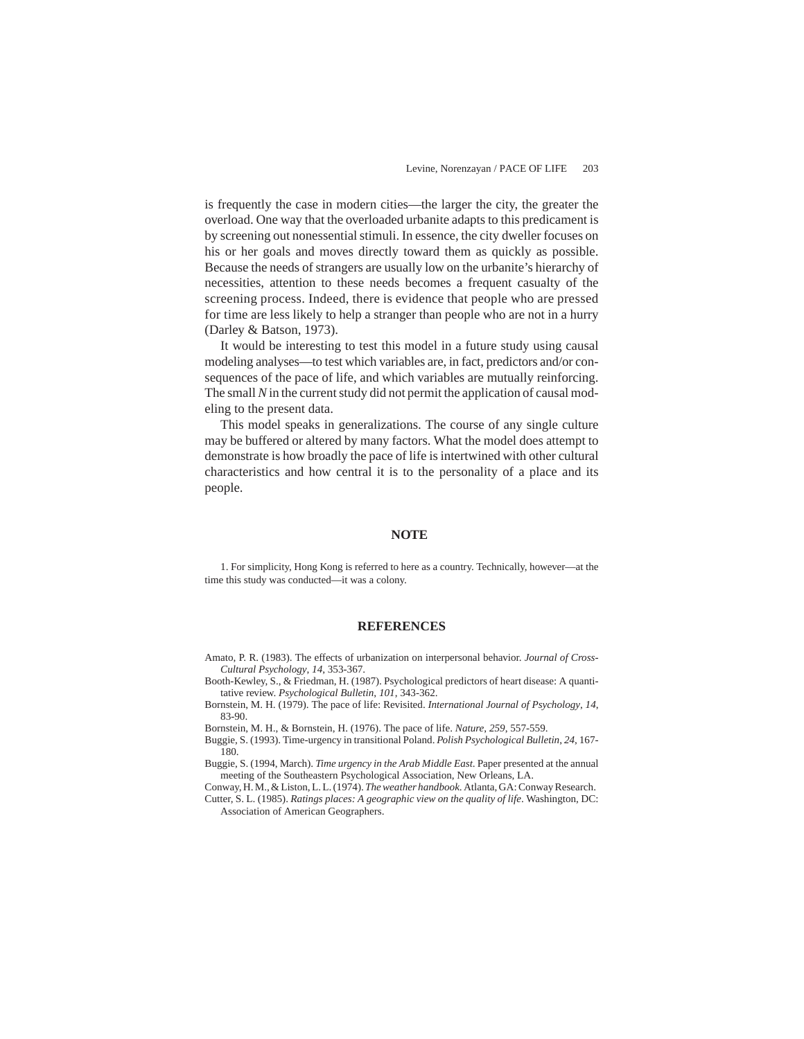is frequently the case in modern cities—the larger the city, the greater the overload. One way that the overloaded urbanite adapts to this predicament is by screening out nonessential stimuli. In essence, the city dweller focuses on his or her goals and moves directly toward them as quickly as possible. Because the needs of strangers are usually low on the urbanite's hierarchy of necessities, attention to these needs becomes a frequent casualty of the screening process. Indeed, there is evidence that people who are pressed for time are less likely to help a stranger than people who are not in a hurry (Darley & Batson, 1973).

It would be interesting to test this model in a future study using causal modeling analyses—to test which variables are, in fact, predictors and/or consequences of the pace of life, and which variables are mutually reinforcing. The small *N* in the current study did not permit the application of causal modeling to the present data.

This model speaks in generalizations. The course of any single culture may be buffered or altered by many factors. What the model does attempt to demonstrate is how broadly the pace of life is intertwined with other cultural characteristics and how central it is to the personality of a place and its people.

## NOTE

1. For simplicity, Hong Kong is referred to here as a country. Technically, however—at the time this study was conducted—it was a colony.

## REFERENCES

Amato, P. R. (1983). The effects of urbanization on interpersonal behavior. *Journal of Cross-Cultural Psychology*, *14*, 353-367.

Booth-Kewley, S., & Friedman, H. (1987). Psychological predictors of heart disease: A quantitative review. *Psychological Bulletin*, *101*, 343-362.

Bornstein, M. H. (1979). The pace of life: Revisited. *International Journal of Psychology*, *14*, 83-90.

Bornstein, M. H., & Bornstein, H. (1976). The pace of life. *Nature*, *259*, 557-559.

Buggie, S. (1993). Time-urgency in transitional Poland. *Polish Psychological Bulletin*, *24*, 167-180.

Buggie, S. (1994, March). *Time urgency in the Arab Middle East*. Paper presented at the annual meeting of the Southeastern Psychological Association, New Orleans, LA.

Conway, H. M., & Liston, L. L. (1974). *The weather handbook*. Atlanta, GA: Conway Research.

Cutter, S. L. (1985). *Ratings places: A geographic view on the quality of life*. Washington, DC: Association of American Geographers.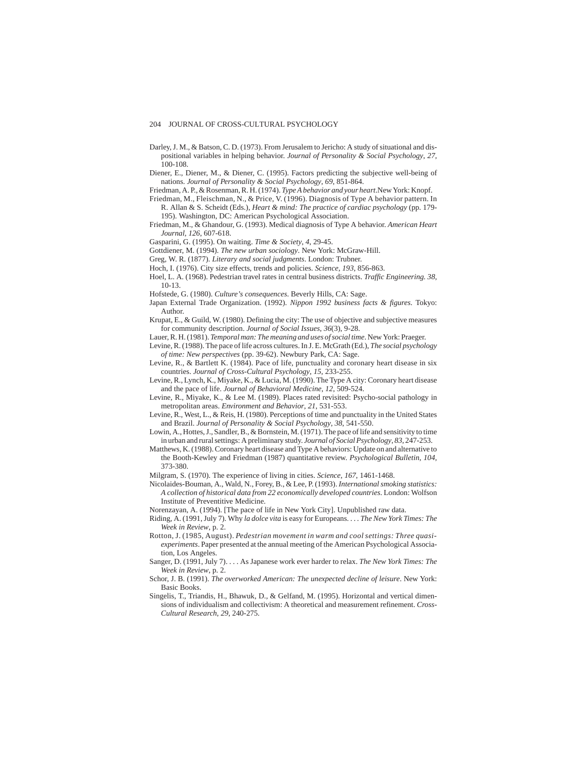Darley, J. M., & Batson, C. D. (1973). From Jerusalem to Jericho: A study of situational and dispositional variables in helping behavior. *Journal of Personality & Social Psychology*, *27*, 100-108.

Diener, E., Diener, M., & Diener, C. (1995). Factors predicting the subjective well-being of nations. *Journal of Personality & Social Psychology*, *69*, 851-864.

Friedman, A. P., & Rosenman, R. H. (1974). *Type A behavior and your heart*. New York: Knopf.

Friedman, M., Fleischman, N., & Price, V. (1996). Diagnosis of Type A behavior pattern. In R. Allan & S. Scheidt (Eds.), *Heart & mind: The practice of cardiac psychology* (pp. 179-195). Washington, DC: American Psychological Association.

Friedman, M., & Ghandour, G. (1993). Medical diagnosis of Type A behavior. *American Heart Journal*, *126*, 607-618.

Gasparini, G. (1995). On waiting. *Time & Society*, *4*, 29-45.

Gottdiener, M. (1994). *The new urban sociology*. New York: McGraw-Hill.

Greg, W. R. (1877). *Literary and social judgments*. London: Trubner.

Hoch, I. (1976). City size effects, trends and policies. *Science*, *193*, 856-863.

Hoel, L. A. (1968). Pedestrian travel rates in central business districts. *Traffic Engineering. 38*, 10-13.

Hofstede, G. (1980). *Culture's consequences*. Beverly Hills, CA: Sage.

Japan External Trade Organization. (1992). *Nippon 1992 business facts & figures*. Tokyo: Author.

Krupat, E., & Guild, W. (1980). Defining the city: The use of objective and subjective measures for community description. *Journal of Social Issues*, *36*(3), 9-28.

Lauer, R. H. (1981). *Temporal man: The meaning and uses of social time*. New York: Praeger.

Levine, R. (1988). The pace of life across cultures. In J. E. McGrath (Ed.), *The social psychology of time: New perspectives* (pp. 39-62). Newbury Park, CA: Sage.

Levine, R., & Bartlett K. (1984). Pace of life, punctuality and coronary heart disease in six countries. *Journal of Cross-Cultural Psychology*, *15*, 233-255.

Levine, R., Lynch, K., Miyake, K., & Lucia, M. (1990). The Type A city: Coronary heart disease and the pace of life. *Journal of Behavioral Medicine*, *12*, 509-524.

Levine, R., Miyake, K., & Lee M. (1989). Places rated revisited: Psycho-social pathology in metropolitan areas. *Environment and Behavior*, *21*, 531-553.

Levine, R., West, L., & Reis, H. (1980). Perceptions of time and punctuality in the United States and Brazil. *Journal of Personality & Social Psychology*, *38*, 541-550.

Lowin, A., Hottes, J., Sandler, B., & Bornstein, M. (1971). The pace of life and sensitivity to time in urban and rural settings: A preliminary study. *Journal of Social Psychology*, *83*, 247-253.

Matthews, K. (1988). Coronary heart disease and Type A behaviors: Update on and alternative to the Booth-Kewley and Friedman (1987) quantitative review. *Psychological Bulletin*, *104*, 373-380.

Milgram, S. (1970). The experience of living in cities. *Science*, *167*, 1461-1468.

Nicolaides-Bouman, A., Wald, N., Forey, B., & Lee, P. (1993). *International smoking statistics: A collection of historical data from 22 economically developed countries*. London: Wolfson Institute of Preventitive Medicine.

Norenzayan, A. (1994). [The pace of life in New York City]. Unpublished raw data.

Riding, A. (1991, July 7). Why *la dolce vita* is easy for Europeans. . . . *The New York Times: The Week in Review*, p. 2.

Rotton, J. (1985, August). *Pedestrian movement in warm and cool settings: Three quasi-experiments*. Paper presented at the annual meeting of the American Psychological Association, Los Angeles.

Sanger, D. (1991, July 7). . . . As Japanese work ever harder to relax. *The New York Times: The Week in Review*, p. 2.

Schor, J. B. (1991). *The overworked American: The unexpected decline of leisure*. New York: Basic Books.

Singelis, T., Triandis, H., Bhawuk, D., & Gelfand, M. (1995). Horizontal and vertical dimensions of individualism and collectivism: A theoretical and measurement refinement. *Cross-Cultural Research*, *29*, 240-275.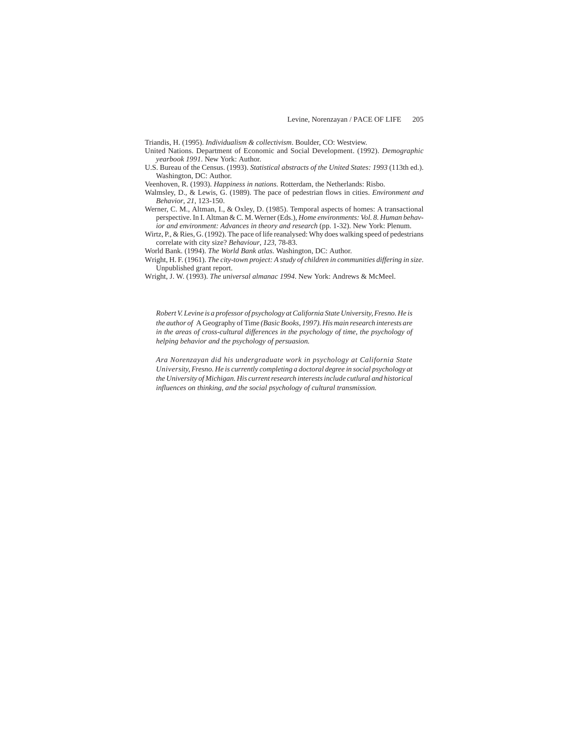Triandis, H. (1995). *Individualism & collectivism*. Boulder, CO: Westview.

United Nations. Department of Economic and Social Development. (1992). *Demographic yearbook 1991*. New York: Author.

U.S. Bureau of the Census. (1993). *Statistical abstracts of the United States: 1993* (113th ed.). Washington, DC: Author.

Veenhoven, R. (1993). *Happiness in nations*. Rotterdam, the Netherlands: Risbo.

Walmsley, D., & Lewis, G. (1989). The pace of pedestrian flows in cities. *Environment and Behavior*, *21*, 123-150.

Werner, C. M., Altman, I., & Oxley, D. (1985). Temporal aspects of homes: A transactional perspective. In I. Altman & C. M. Werner (Eds.), *Home environments: Vol. 8. Human behavior and environment: Advances in theory and research* (pp. 1-32). New York: Plenum.

Wirtz, P., & Ries, G. (1992). The pace of life reanalysed: Why does walking speed of pedestrians correlate with city size? *Behaviour*, *123*, 78-83.

World Bank. (1994). *The World Bank atlas*. Washington, DC: Author.

Wright, H. F. (1961). *The city-town project: A study of children in communities differing in size*. Unpublished grant report.

Wright, J. W. (1993). *The universal almanac 1994*. New York: Andrews & McMeel.

*Robert V. Levine is a professor of psychology at California State University, Fresno. He is the author of* A Geography of Time *(Basic Books, 1997). His main research interests are in the areas of cross-cultural differences in the psychology of time, the psychology of helping behavior and the psychology of persuasion.*

*Ara Norenzayan did his undergraduate work in psychology at California State University, Fresno. He is currently completing a doctoral degree in social psychology at the University of Michigan. His current research interests include cutlural and historical influences on thinking, and the social psychology of cultural transmission.*